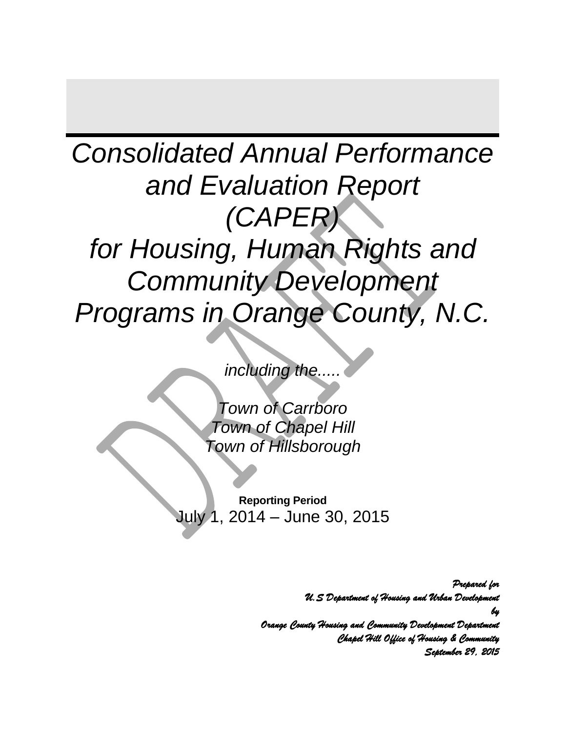# *Consolidated Annual Performance and Evaluation Report (CAPER) for Housing, Human Rights and Community Development Programs in Orange County, N.C.*

*including the.....*

*Town of Carrboro*
*Town of Chapel Hill*
*Town of Hillsborough*

**Reporting Period**
July 1, 2014 – June 30, 2015

*Prepared for*
*U.S Department of Housing and Urban Development*
*by*
*Orange County Housing and Community Development Department*
*Chapel Hill Office of Housing & Community*
*September 29, 2015*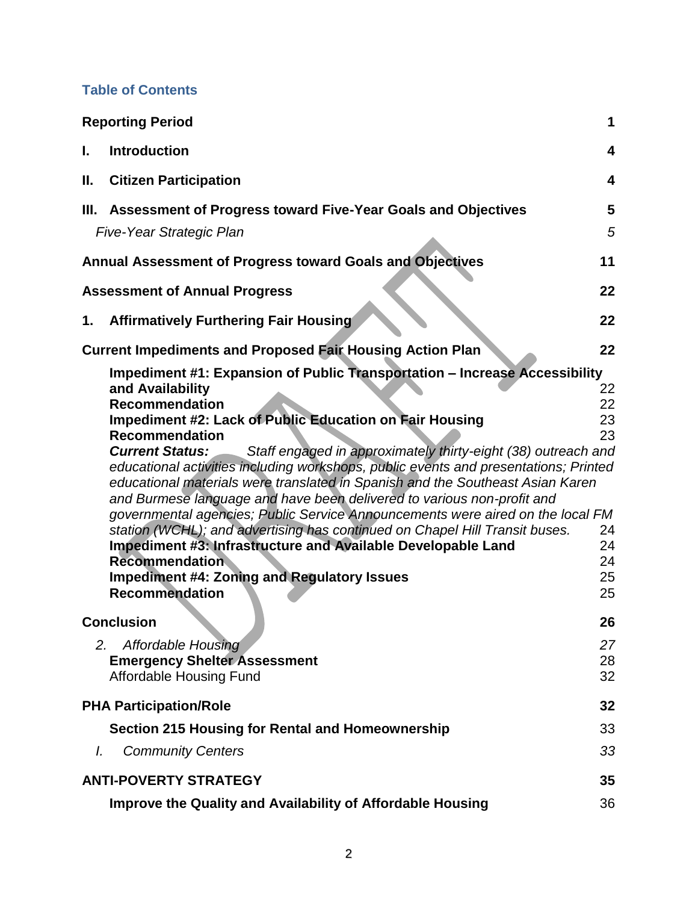## Table of Contents

| | |
|---|---|
| **Reporting Period** | **1** |
| **I. Introduction** | **4** |
| **II. Citizen Participation** | **4** |
| **III. Assessment of Progress toward Five-Year Goals and Objectives** | **5** |
| *Five-Year Strategic Plan* | *5* |
| **Annual Assessment of Progress toward Goals and Objectives** | **11** |
| **Assessment of Annual Progress** | **22** |
| **1. Affirmatively Furthering Fair Housing** | **22** |
| **Current Impediments and Proposed Fair Housing Action Plan** | **22** |
| **Impediment #1: Expansion of Public Transportation – Increase Accessibility and Availability** | 22 |
| **Recommendation** | 22 |
| **Impediment #2: Lack of Public Education on Fair Housing** | 23 |
| **Recommendation** | 23 |
| ***Current Status:*** *Staff engaged in approximately thirty-eight (38) outreach and educational activities including workshops, public events and presentations; Printed educational materials were translated in Spanish and the Southeast Asian Karen and Burmese language and have been delivered to various non-profit and governmental agencies; Public Service Announcements were aired on the local FM station (WCHL); and advertising has continued on Chapel Hill Transit buses.* | 24 |
| **Impediment #3: Infrastructure and Available Developable Land** | 24 |
| **Recommendation** | 24 |
| **Impediment #4: Zoning and Regulatory Issues** | 25 |
| **Recommendation** | 25 |
| **Conclusion** | **26** |
| *2. Affordable Housing* | *27* |
| **Emergency Shelter Assessment** | 28 |
| Affordable Housing Fund | 32 |
| **PHA Participation/Role** | **32** |
| **Section 215 Housing for Rental and Homeownership** | 33 |
| *I. Community Centers* | *33* |
| **ANTI-POVERTY STRATEGY** | **35** |
| **Improve the Quality and Availability of Affordable Housing** | 36 |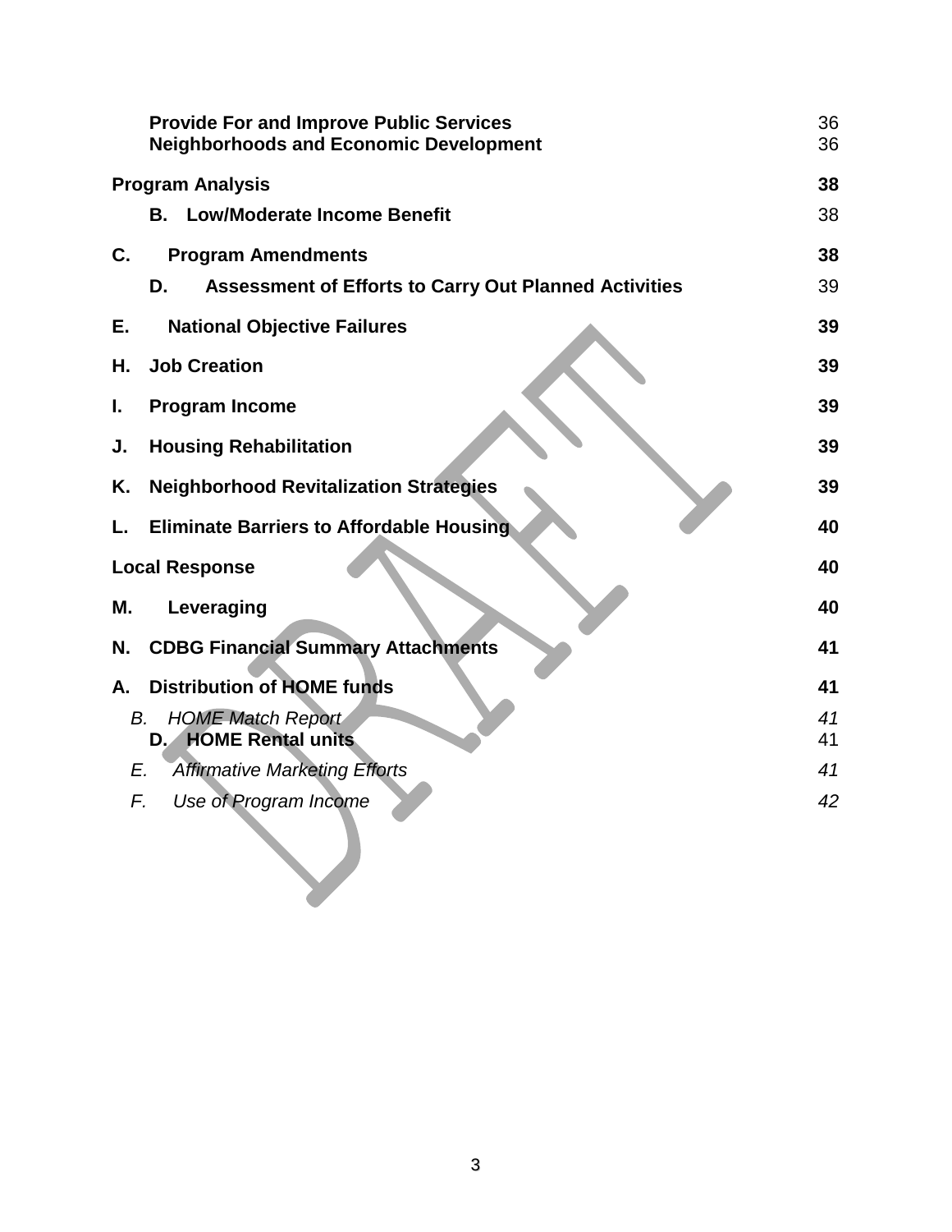| | |
|---|---|
| **Provide For and Improve Public Services** | 36 |
| **Neighborhoods and Economic Development** | 36 |
| **Program Analysis** | **38** |
| **B. Low/Moderate Income Benefit** | 38 |
| **C. Program Amendments** | **38** |
| **D. Assessment of Efforts to Carry Out Planned Activities** | 39 |
| **E. National Objective Failures** | **39** |
| **H. Job Creation** | **39** |
| **I. Program Income** | **39** |
| **J. Housing Rehabilitation** | **39** |
| **K. Neighborhood Revitalization Strategies** | **39** |
| **L. Eliminate Barriers to Affordable Housing** | **40** |
| **Local Response** | **40** |
| **M. Leveraging** | **40** |
| **N. CDBG Financial Summary Attachments** | **41** |
| **A. Distribution of HOME funds** | **41** |
| *B. HOME Match Report* | *41* |
| **D. HOME Rental units** | 41 |
| *E. Affirmative Marketing Efforts* | *41* |
| *F. Use of Program Income* | *42* |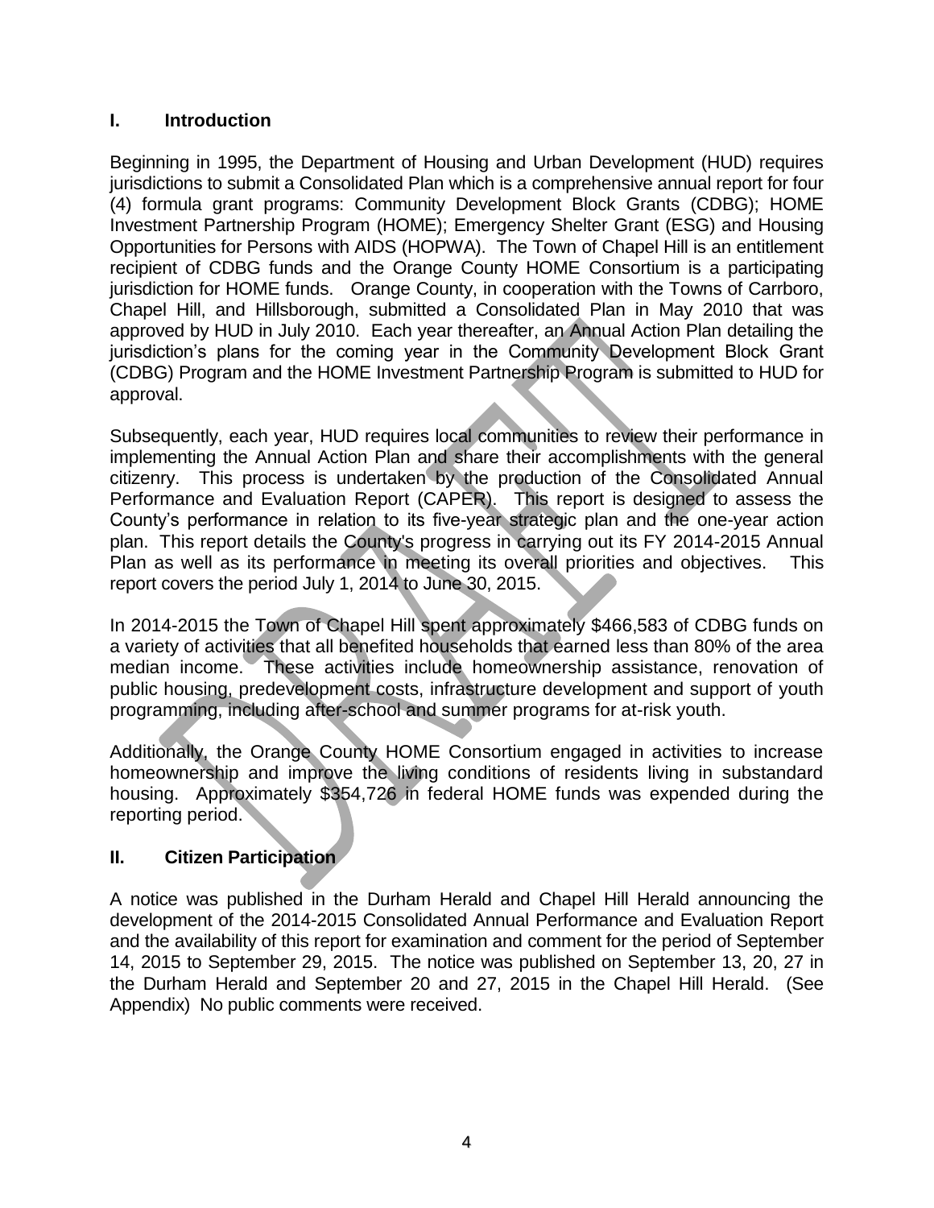## I. Introduction

Beginning in 1995, the Department of Housing and Urban Development (HUD) requires jurisdictions to submit a Consolidated Plan which is a comprehensive annual report for four (4) formula grant programs: Community Development Block Grants (CDBG); HOME Investment Partnership Program (HOME); Emergency Shelter Grant (ESG) and Housing Opportunities for Persons with AIDS (HOPWA). The Town of Chapel Hill is an entitlement recipient of CDBG funds and the Orange County HOME Consortium is a participating jurisdiction for HOME funds. Orange County, in cooperation with the Towns of Carrboro, Chapel Hill, and Hillsborough, submitted a Consolidated Plan in May 2010 that was approved by HUD in July 2010. Each year thereafter, an Annual Action Plan detailing the jurisdiction's plans for the coming year in the Community Development Block Grant (CDBG) Program and the HOME Investment Partnership Program is submitted to HUD for approval.

Subsequently, each year, HUD requires local communities to review their performance in implementing the Annual Action Plan and share their accomplishments with the general citizenry. This process is undertaken by the production of the Consolidated Annual Performance and Evaluation Report (CAPER). This report is designed to assess the County's performance in relation to its five-year strategic plan and the one-year action plan. This report details the County's progress in carrying out its FY 2014-2015 Annual Plan as well as its performance in meeting its overall priorities and objectives. This report covers the period July 1, 2014 to June 30, 2015.

In 2014-2015 the Town of Chapel Hill spent approximately $466,583 of CDBG funds on a variety of activities that all benefited households that earned less than 80% of the area median income. These activities include homeownership assistance, renovation of public housing, predevelopment costs, infrastructure development and support of youth programming, including after-school and summer programs for at-risk youth.

Additionally, the Orange County HOME Consortium engaged in activities to increase homeownership and improve the living conditions of residents living in substandard housing. Approximately $354,726 in federal HOME funds was expended during the reporting period.

## II. Citizen Participation

A notice was published in the Durham Herald and Chapel Hill Herald announcing the development of the 2014-2015 Consolidated Annual Performance and Evaluation Report and the availability of this report for examination and comment for the period of September 14, 2015 to September 29, 2015. The notice was published on September 13, 20, 27 in the Durham Herald and September 20 and 27, 2015 in the Chapel Hill Herald. (See Appendix) No public comments were received.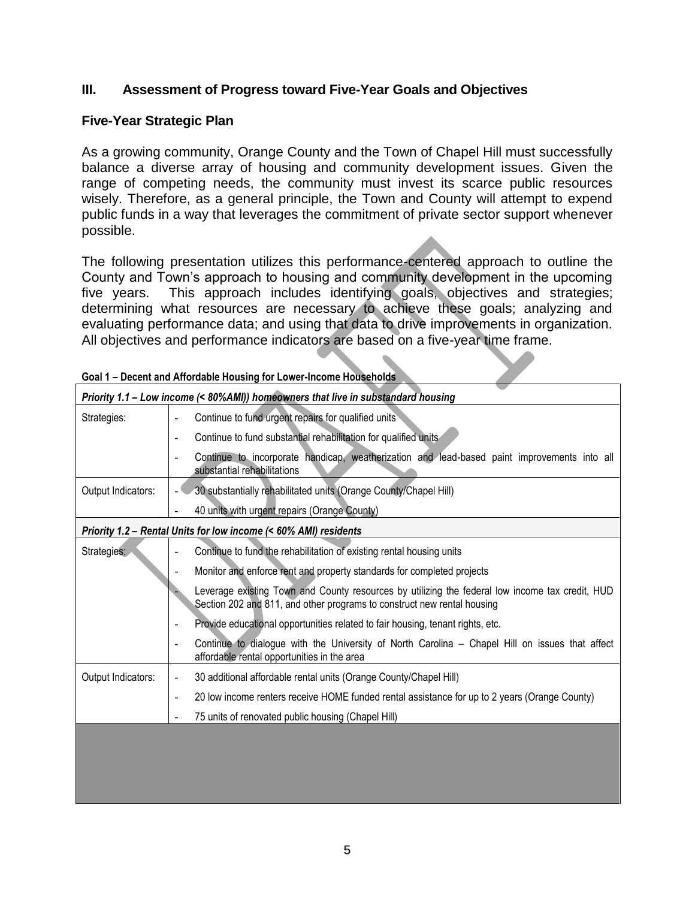## III. Assessment of Progress toward Five-Year Goals and Objectives

### Five-Year Strategic Plan

As a growing community, Orange County and the Town of Chapel Hill must successfully balance a diverse array of housing and community development issues. Given the range of competing needs, the community must invest its scarce public resources wisely. Therefore, as a general principle, the Town and County will attempt to expend public funds in a way that leverages the commitment of private sector support whenever possible.

The following presentation utilizes this performance-centered approach to outline the County and Town's approach to housing and community development in the upcoming five years. This approach includes identifying goals, objectives and strategies; determining what resources are necessary to achieve these goals; analyzing and evaluating performance data; and using that data to drive improvements in organization. All objectives and performance indicators are based on a five-year time frame.

**Goal 1 – Decent and Affordable Housing for Lower-Income Households**

| *Priority 1.1 – Low income (< 80%AMI)) homeowners that live in substandard housing* | |
|---|---|
| Strategies: | - Continue to fund urgent repairs for qualified units |
| | - Continue to fund substantial rehabilitation for qualified units |
| | - Continue to incorporate handicap, weatherization and lead-based paint improvements into all substantial rehabilitations |
| Output Indicators: | - 30 substantially rehabilitated units (Orange County/Chapel Hill) |
| | - 40 units with urgent repairs (Orange County) |
| ***Priority 1.2 – Rental Units for low income (< 60% AMI) residents*** | |
| Strategies: | - Continue to fund the rehabilitation of existing rental housing units |
| | - Monitor and enforce rent and property standards for completed projects |
| | - Leverage existing Town and County resources by utilizing the federal low income tax credit, HUD Section 202 and 811, and other programs to construct new rental housing |
| | - Provide educational opportunities related to fair housing, tenant rights, etc. |
| | - Continue to dialogue with the University of North Carolina – Chapel Hill on issues that affect affordable rental opportunities in the area |
| Output Indicators: | - 30 additional affordable rental units (Orange County/Chapel Hill) |
| | - 20 low income renters receive HOME funded rental assistance for up to 2 years (Orange County) |
| | - 75 units of renovated public housing (Chapel Hill) |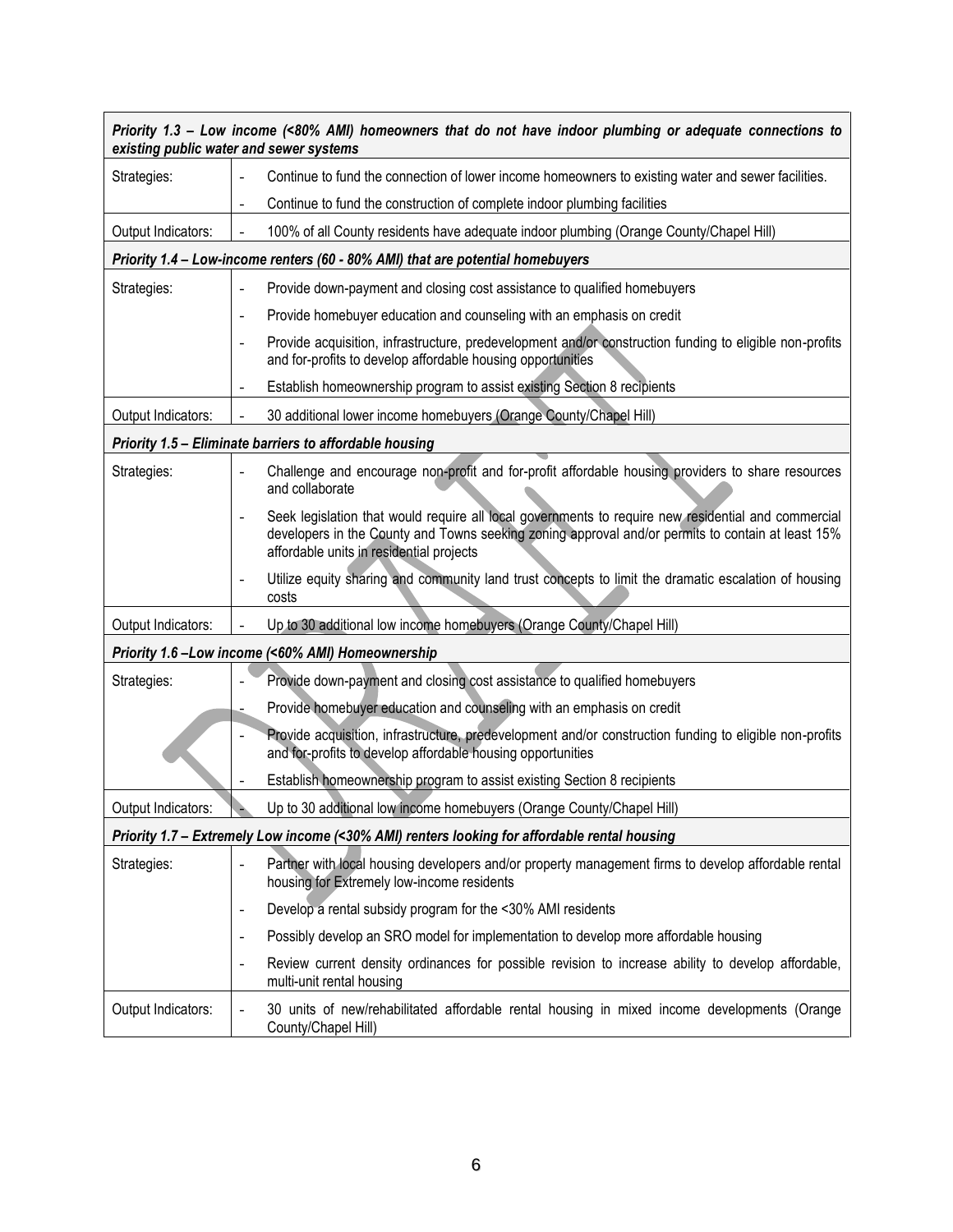| *Priority 1.3 – Low income (<80% AMI) homeowners that do not have indoor plumbing or adequate connections to existing public water and sewer systems* | |
|---|---|
| Strategies: | - Continue to fund the connection of lower income homeowners to existing water and sewer facilities. |
| | - Continue to fund the construction of complete indoor plumbing facilities |
| Output Indicators: | - 100% of all County residents have adequate indoor plumbing (Orange County/Chapel Hill) |
| ***Priority 1.4 – Low-income renters (60 - 80% AMI) that are potential homebuyers*** | |
| Strategies: | - Provide down-payment and closing cost assistance to qualified homebuyers |
| | - Provide homebuyer education and counseling with an emphasis on credit |
| | - Provide acquisition, infrastructure, predevelopment and/or construction funding to eligible non-profits and for-profits to develop affordable housing opportunities |
| | - Establish homeownership program to assist existing Section 8 recipients |
| Output Indicators: | - 30 additional lower income homebuyers (Orange County/Chapel Hill) |
| ***Priority 1.5 – Eliminate barriers to affordable housing*** | |
| Strategies: | - Challenge and encourage non-profit and for-profit affordable housing providers to share resources and collaborate |
| | - Seek legislation that would require all local governments to require new residential and commercial developers in the County and Towns seeking zoning approval and/or permits to contain at least 15% affordable units in residential projects |
| | - Utilize equity sharing and community land trust concepts to limit the dramatic escalation of housing costs |
| Output Indicators: | - Up to 30 additional low income homebuyers (Orange County/Chapel Hill) |
| ***Priority 1.6 –Low income (<60% AMI) Homeownership*** | |
| Strategies: | - Provide down-payment and closing cost assistance to qualified homebuyers |
| | - Provide homebuyer education and counseling with an emphasis on credit |
| | - Provide acquisition, infrastructure, predevelopment and/or construction funding to eligible non-profits and for-profits to develop affordable housing opportunities |
| | - Establish homeownership program to assist existing Section 8 recipients |
| Output Indicators: | - Up to 30 additional low income homebuyers (Orange County/Chapel Hill) |
| ***Priority 1.7 – Extremely Low income (<30% AMI) renters looking for affordable rental housing*** | |
| Strategies: | - Partner with local housing developers and/or property management firms to develop affordable rental housing for Extremely low-income residents |
| | - Develop a rental subsidy program for the <30% AMI residents |
| | - Possibly develop an SRO model for implementation to develop more affordable housing |
| | - Review current density ordinances for possible revision to increase ability to develop affordable, multi-unit rental housing |
| Output Indicators: | - 30 units of new/rehabilitated affordable rental housing in mixed income developments (Orange County/Chapel Hill) |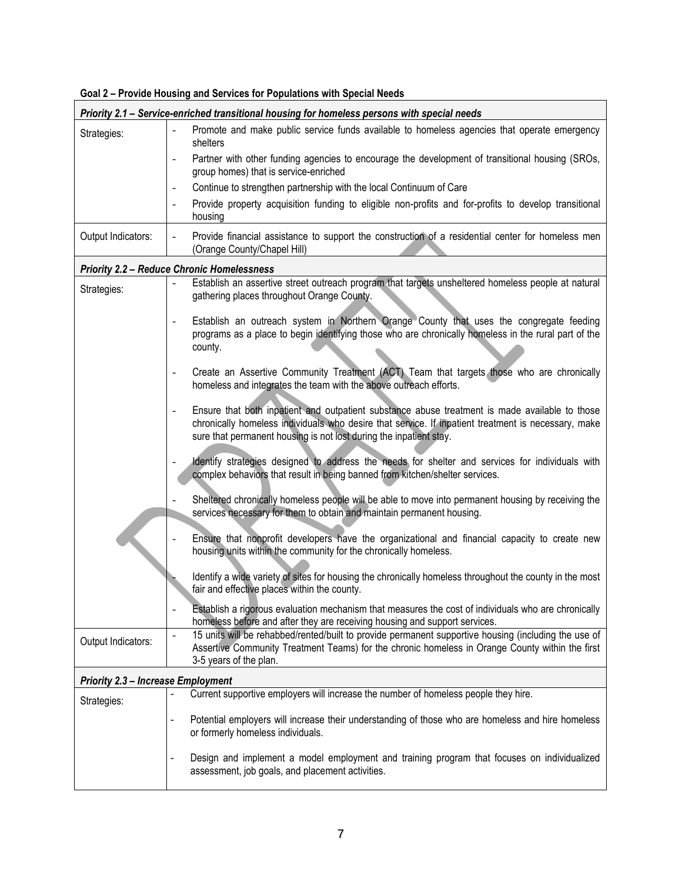**Goal 2 – Provide Housing and Services for Populations with Special Needs**

| ***Priority 2.1 – Service-enriched transitional housing for homeless persons with special needs*** | |
|---|---|
| Strategies: | - Promote and make public service funds available to homeless agencies that operate emergency shelters<br>- Partner with other funding agencies to encourage the development of transitional housing (SROs, group homes) that is service-enriched<br>- Continue to strengthen partnership with the local Continuum of Care<br>- Provide property acquisition funding to eligible non-profits and for-profits to develop transitional housing |
| Output Indicators: | - Provide financial assistance to support the construction of a residential center for homeless men (Orange County/Chapel Hill) |
| ***Priority 2.2 – Reduce Chronic Homelessness*** | |
| Strategies: | - Establish an assertive street outreach program that targets unsheltered homeless people at natural gathering places throughout Orange County.<br>- Establish an outreach system in Northern Orange County that uses the congregate feeding programs as a place to begin identifying those who are chronically homeless in the rural part of the county.<br>- Create an Assertive Community Treatment (ACT) Team that targets those who are chronically homeless and integrates the team with the above outreach efforts.<br>- Ensure that both inpatient and outpatient substance abuse treatment is made available to those chronically homeless individuals who desire that service. If inpatient treatment is necessary, make sure that permanent housing is not lost during the inpatient stay.<br>- Identify strategies designed to address the needs for shelter and services for individuals with complex behaviors that result in being banned from kitchen/shelter services.<br>- Sheltered chronically homeless people will be able to move into permanent housing by receiving the services necessary for them to obtain and maintain permanent housing.<br>- Ensure that nonprofit developers have the organizational and financial capacity to create new housing units within the community for the chronically homeless.<br>- Identify a wide variety of sites for housing the chronically homeless throughout the county in the most fair and effective places within the county.<br>- Establish a rigorous evaluation mechanism that measures the cost of individuals who are chronically homeless before and after they are receiving housing and support services. |
| Output Indicators: | - 15 units will be rehabbed/rented/built to provide permanent supportive housing (including the use of Assertive Community Treatment Teams) for the chronic homeless in Orange County within the first 3-5 years of the plan. |
| ***Priority 2.3 – Increase Employment*** | |
| Strategies: | - Current supportive employers will increase the number of homeless people they hire.<br>- Potential employers will increase their understanding of those who are homeless and hire homeless or formerly homeless individuals.<br>- Design and implement a model employment and training program that focuses on individualized assessment, job goals, and placement activities. |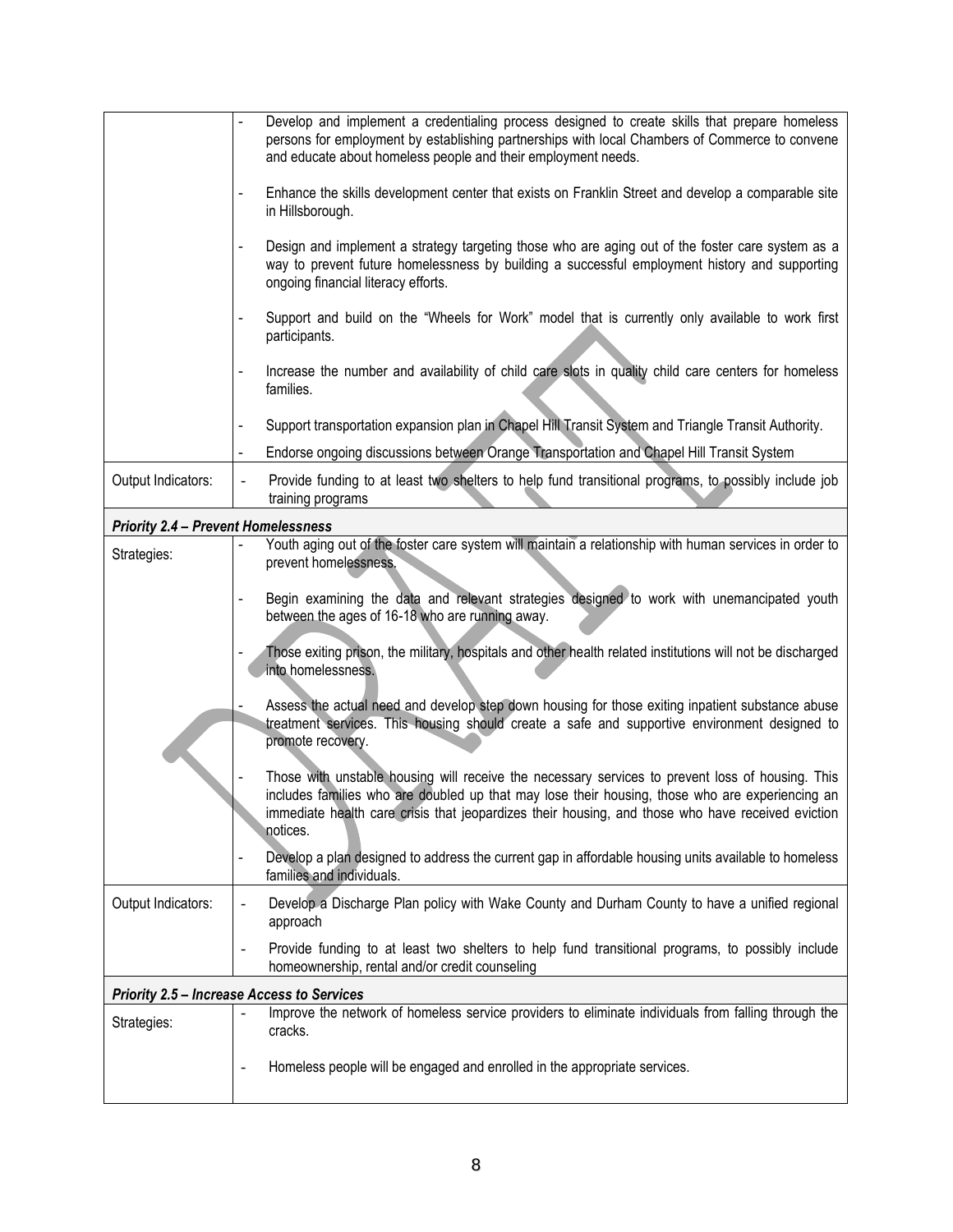| | |
|---|---|
| | - Develop and implement a credentialing process designed to create skills that prepare homeless persons for employment by establishing partnerships with local Chambers of Commerce to convene and educate about homeless people and their employment needs.<br><br>- Enhance the skills development center that exists on Franklin Street and develop a comparable site in Hillsborough.<br><br>- Design and implement a strategy targeting those who are aging out of the foster care system as a way to prevent future homelessness by building a successful employment history and supporting ongoing financial literacy efforts.<br><br>- Support and build on the "Wheels for Work" model that is currently only available to work first participants.<br><br>- Increase the number and availability of child care slots in quality child care centers for homeless families.<br><br>- Support transportation expansion plan in Chapel Hill Transit System and Triangle Transit Authority.<br><br>- Endorse ongoing discussions between Orange Transportation and Chapel Hill Transit System |
| Output Indicators: | - Provide funding to at least two shelters to help fund transitional programs, to possibly include job training programs |
| ***Priority 2.4 – Prevent Homelessness*** | |
| Strategies: | - Youth aging out of the foster care system will maintain a relationship with human services in order to prevent homelessness.<br><br>- Begin examining the data and relevant strategies designed to work with unemancipated youth between the ages of 16-18 who are running away.<br><br>- Those exiting prison, the military, hospitals and other health related institutions will not be discharged into homelessness.<br><br>- Assess the actual need and develop step down housing for those exiting inpatient substance abuse treatment services. This housing should create a safe and supportive environment designed to promote recovery.<br><br>- Those with unstable housing will receive the necessary services to prevent loss of housing. This includes families who are doubled up that may lose their housing, those who are experiencing an immediate health care crisis that jeopardizes their housing, and those who have received eviction notices.<br><br>- Develop a plan designed to address the current gap in affordable housing units available to homeless families and individuals. |
| Output Indicators: | - Develop a Discharge Plan policy with Wake County and Durham County to have a unified regional approach<br><br>- Provide funding to at least two shelters to help fund transitional programs, to possibly include homeownership, rental and/or credit counseling |
| ***Priority 2.5 – Increase Access to Services*** | |
| Strategies: | - Improve the network of homeless service providers to eliminate individuals from falling through the cracks.<br><br>- Homeless people will be engaged and enrolled in the appropriate services. |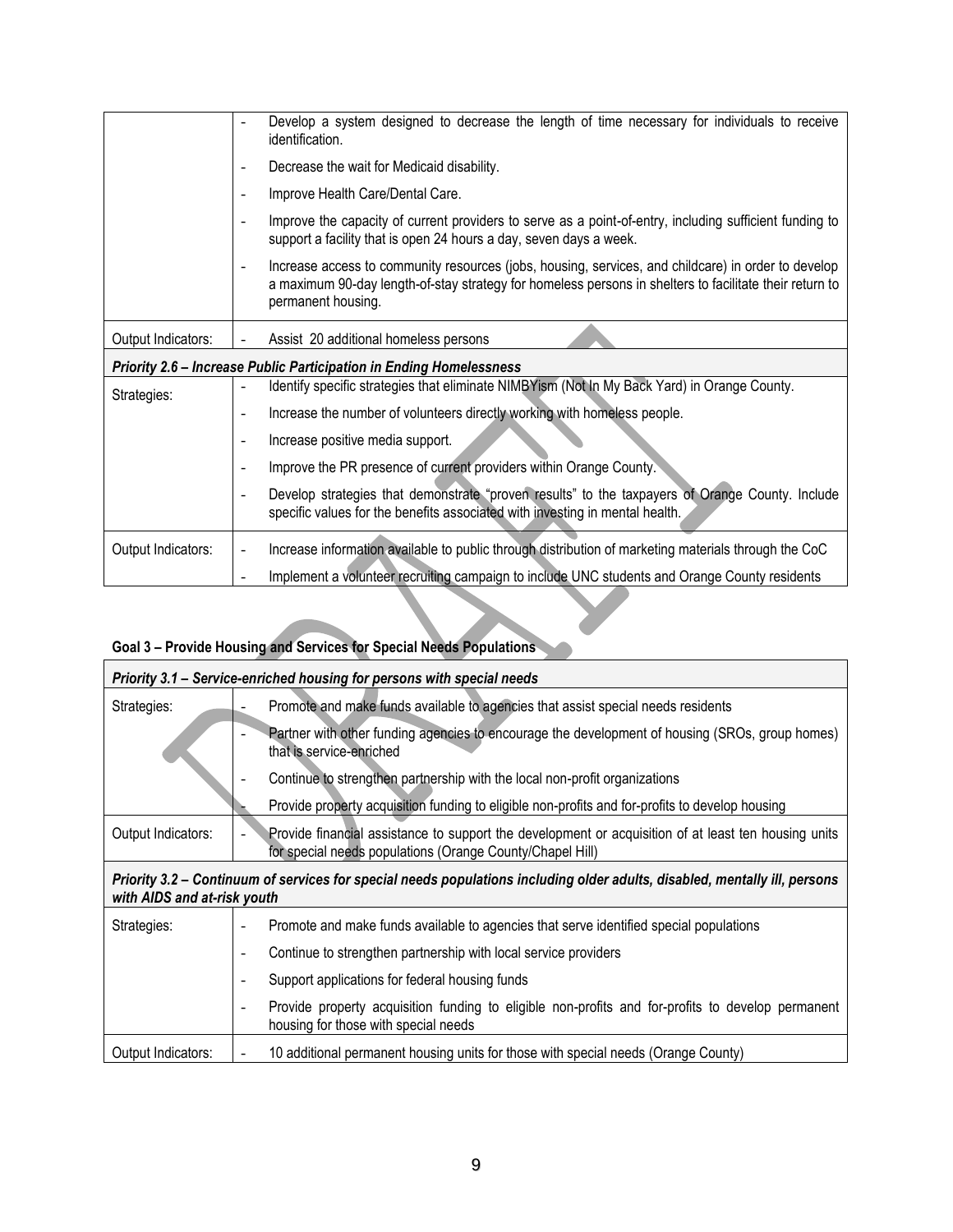| | |
|---|---|
| | - Develop a system designed to decrease the length of time necessary for individuals to receive identification.<br>- Decrease the wait for Medicaid disability.<br>- Improve Health Care/Dental Care.<br>- Improve the capacity of current providers to serve as a point-of-entry, including sufficient funding to support a facility that is open 24 hours a day, seven days a week.<br>- Increase access to community resources (jobs, housing, services, and childcare) in order to develop a maximum 90-day length-of-stay strategy for homeless persons in shelters to facilitate their return to permanent housing. |
| Output Indicators: | - Assist 20 additional homeless persons |
| ***Priority 2.6 – Increase Public Participation in Ending Homelessness*** | |
| Strategies: | - Identify specific strategies that eliminate NIMBYism (Not In My Back Yard) in Orange County.<br>- Increase the number of volunteers directly working with homeless people.<br>- Increase positive media support.<br>- Improve the PR presence of current providers within Orange County.<br>- Develop strategies that demonstrate "proven results" to the taxpayers of Orange County. Include specific values for the benefits associated with investing in mental health. |
| Output Indicators: | - Increase information available to public through distribution of marketing materials through the CoC<br>- Implement a volunteer recruiting campaign to include UNC students and Orange County residents |

**Goal 3 – Provide Housing and Services for Special Needs Populations**

| | |
|---|---|
| ***Priority 3.1 – Service-enriched housing for persons with special needs*** | |
| Strategies: | - Promote and make funds available to agencies that assist special needs residents<br>- Partner with other funding agencies to encourage the development of housing (SROs, group homes) that is service-enriched<br>- Continue to strengthen partnership with the local non-profit organizations<br>- Provide property acquisition funding to eligible non-profits and for-profits to develop housing |
| Output Indicators: | - Provide financial assistance to support the development or acquisition of at least ten housing units for special needs populations (Orange County/Chapel Hill) |
| ***Priority 3.2 – Continuum of services for special needs populations including older adults, disabled, mentally ill, persons with AIDS and at-risk youth*** | |
| Strategies: | - Promote and make funds available to agencies that serve identified special populations<br>- Continue to strengthen partnership with local service providers<br>- Support applications for federal housing funds<br>- Provide property acquisition funding to eligible non-profits and for-profits to develop permanent housing for those with special needs |
| Output Indicators: | - 10 additional permanent housing units for those with special needs (Orange County) |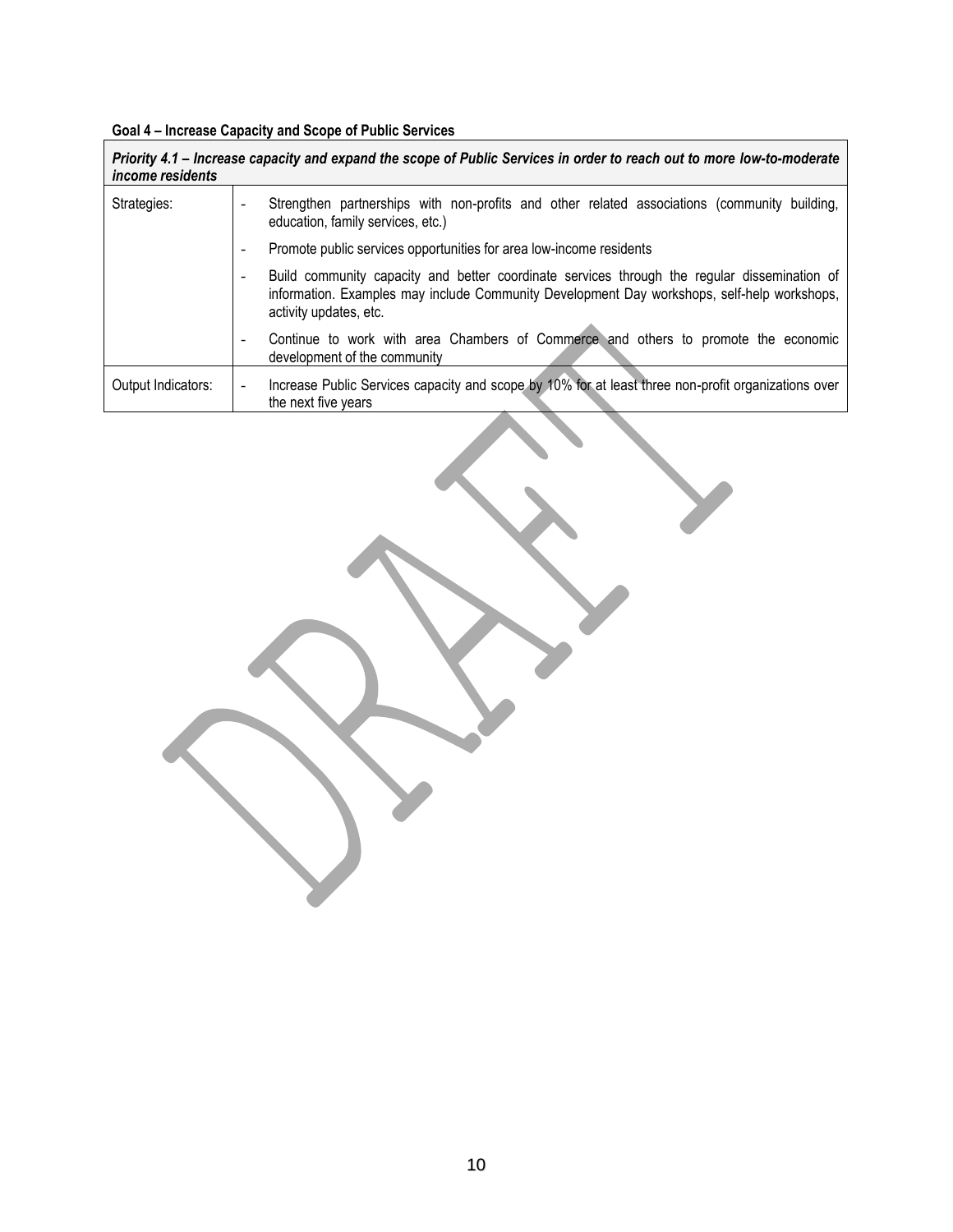**Goal 4 – Increase Capacity and Scope of Public Services**

| ***Priority 4.1 – Increase capacity and expand the scope of Public Services in order to reach out to more low-to-moderate income residents*** | |
|---|---|
| Strategies: | - Strengthen partnerships with non-profits and other related associations (community building, education, family services, etc.) |
| | - Promote public services opportunities for area low-income residents |
| | - Build community capacity and better coordinate services through the regular dissemination of information. Examples may include Community Development Day workshops, self-help workshops, activity updates, etc. |
| | - Continue to work with area Chambers of Commerce and others to promote the economic development of the community |
| Output Indicators: | - Increase Public Services capacity and scope by 10% for at least three non-profit organizations over the next five years |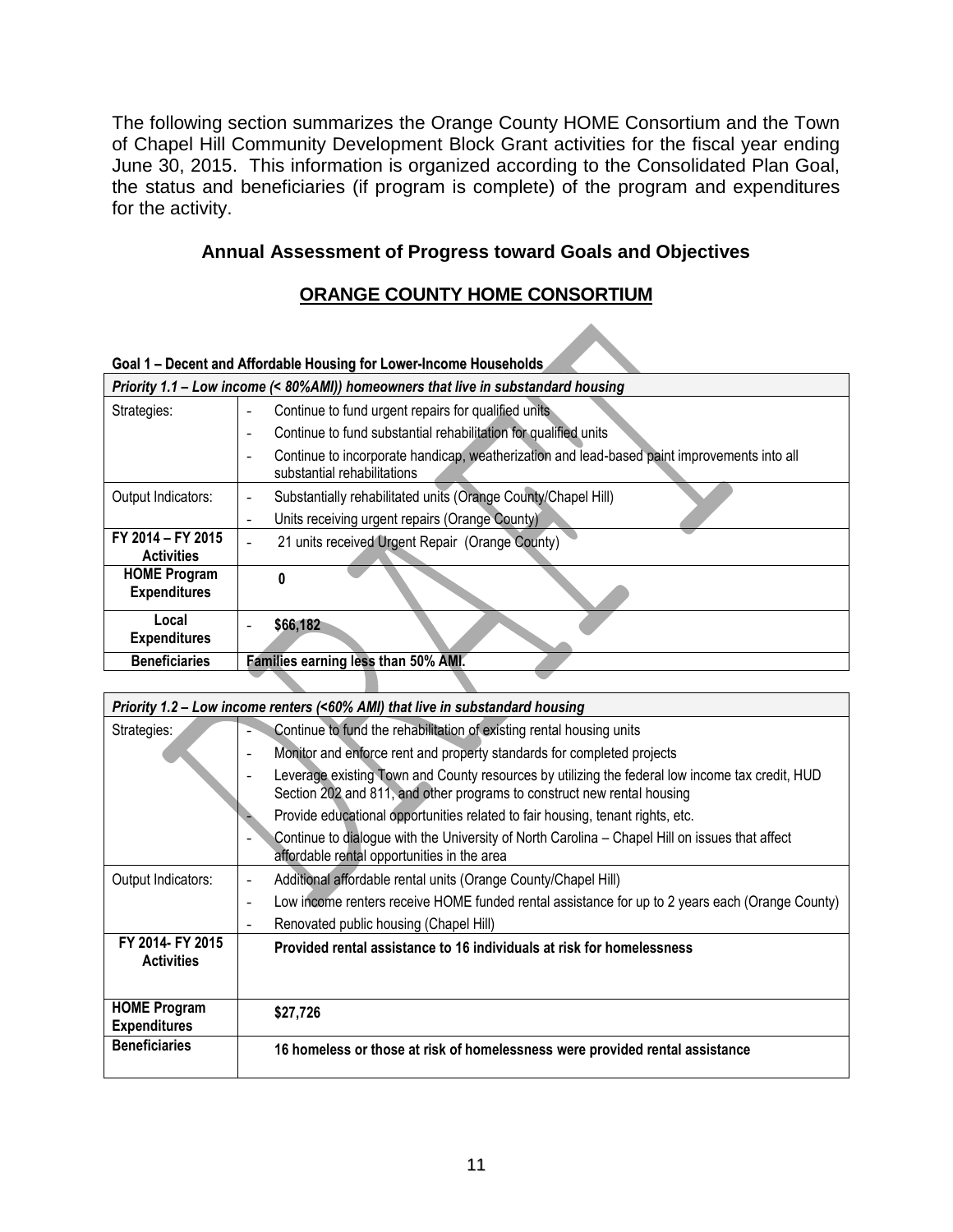The following section summarizes the Orange County HOME Consortium and the Town of Chapel Hill Community Development Block Grant activities for the fiscal year ending June 30, 2015. This information is organized according to the Consolidated Plan Goal, the status and beneficiaries (if program is complete) of the program and expenditures for the activity.

## Annual Assessment of Progress toward Goals and Objectives

## ORANGE COUNTY HOME CONSORTIUM

**Goal 1 – Decent and Affordable Housing for Lower-Income Households**

| *Priority 1.1 – Low income (< 80%AMI)) homeowners that live in substandard housing* | |
|---|---|
| Strategies: | - Continue to fund urgent repairs for qualified units<br>- Continue to fund substantial rehabilitation for qualified units<br>- Continue to incorporate handicap, weatherization and lead-based paint improvements into all substantial rehabilitations |
| Output Indicators: | - Substantially rehabilitated units (Orange County/Chapel Hill)<br>- Units receiving urgent repairs (Orange County) |
| **FY 2014 – FY 2015 Activities** | - 21 units received Urgent Repair (Orange County) |
| **HOME Program Expenditures** | **0** |
| **Local Expenditures** | - **$66,182** |
| **Beneficiaries** | **Families earning less than 50% AMI.** |

| *Priority 1.2 – Low income renters (<60% AMI) that live in substandard housing* | |
|---|---|
| Strategies: | - Continue to fund the rehabilitation of existing rental housing units<br>- Monitor and enforce rent and property standards for completed projects<br>- Leverage existing Town and County resources by utilizing the federal low income tax credit, HUD Section 202 and 811, and other programs to construct new rental housing<br>- Provide educational opportunities related to fair housing, tenant rights, etc.<br>- Continue to dialogue with the University of North Carolina – Chapel Hill on issues that affect affordable rental opportunities in the area |
| Output Indicators: | - Additional affordable rental units (Orange County/Chapel Hill)<br>- Low income renters receive HOME funded rental assistance for up to 2 years each (Orange County)<br>- Renovated public housing (Chapel Hill) |
| **FY 2014- FY 2015 Activities** | **Provided rental assistance to 16 individuals at risk for homelessness** |
| **HOME Program Expenditures** | **$27,726** |
| **Beneficiaries** | **16 homeless or those at risk of homelessness were provided rental assistance** |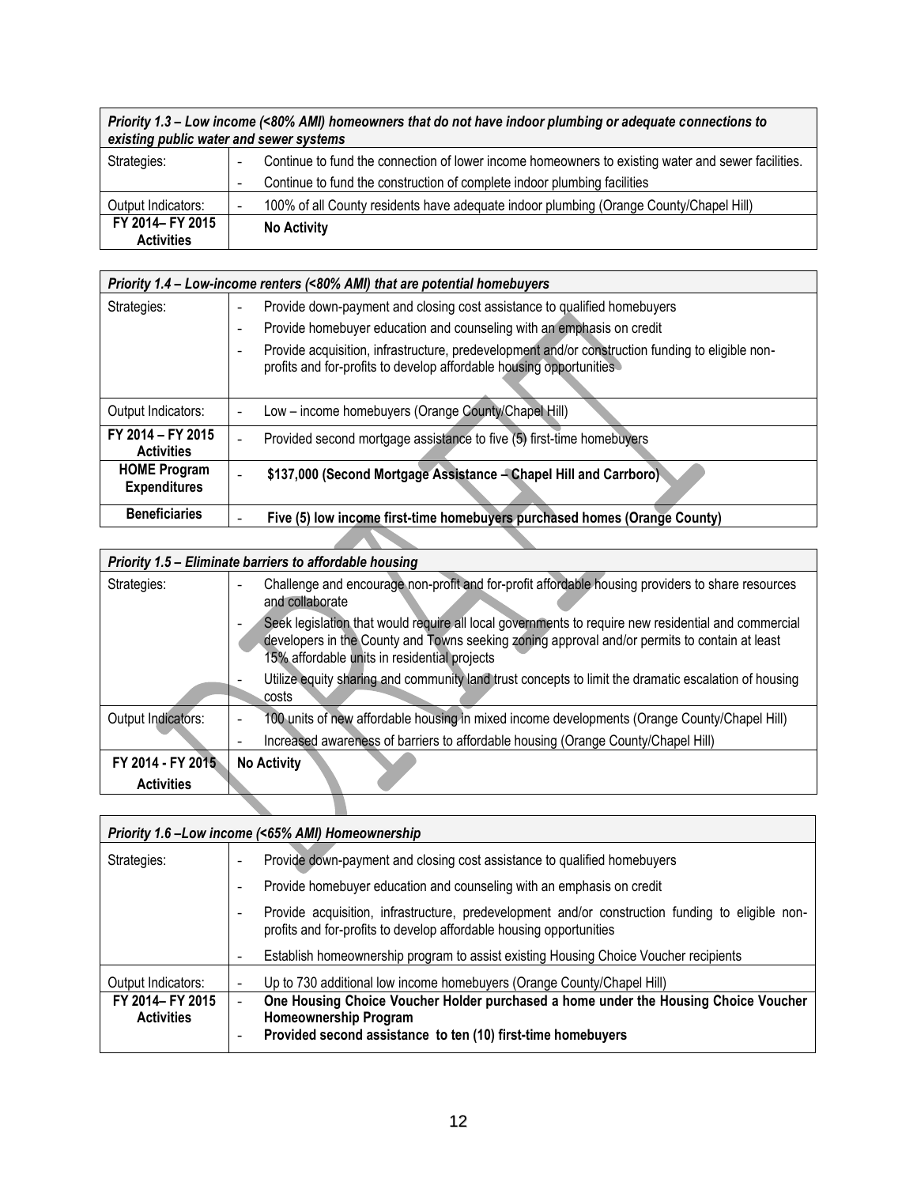| *Priority 1.3 – Low income (<80% AMI) homeowners that do not have indoor plumbing or adequate connections to existing public water and sewer systems* | |
|---|---|
| Strategies: | - Continue to fund the connection of lower income homeowners to existing water and sewer facilities.<br>- Continue to fund the construction of complete indoor plumbing facilities |
| Output Indicators: | - 100% of all County residents have adequate indoor plumbing (Orange County/Chapel Hill) |
| **FY 2014– FY 2015 Activities** | **No Activity** |

| *Priority 1.4 – Low-income renters (<80% AMI) that are potential homebuyers* | |
|---|---|
| Strategies: | - Provide down-payment and closing cost assistance to qualified homebuyers<br>- Provide homebuyer education and counseling with an emphasis on credit<br>- Provide acquisition, infrastructure, predevelopment and/or construction funding to eligible non-profits and for-profits to develop affordable housing opportunities |
| Output Indicators: | - Low – income homebuyers (Orange County/Chapel Hill) |
| **FY 2014 – FY 2015 Activities** | - Provided second mortgage assistance to five (5) first-time homebuyers |
| **HOME Program Expenditures** | - **$137,000 (Second Mortgage Assistance – Chapel Hill and Carrboro)** |
| **Beneficiaries** | - **Five (5) low income first-time homebuyers purchased homes (Orange County)** |

| *Priority 1.5 – Eliminate barriers to affordable housing* | |
|---|---|
| Strategies: | - Challenge and encourage non-profit and for-profit affordable housing providers to share resources and collaborate<br>- Seek legislation that would require all local governments to require new residential and commercial developers in the County and Towns seeking zoning approval and/or permits to contain at least 15% affordable units in residential projects<br>- Utilize equity sharing and community land trust concepts to limit the dramatic escalation of housing costs |
| Output Indicators: | - 100 units of new affordable housing in mixed income developments (Orange County/Chapel Hill)<br>- Increased awareness of barriers to affordable housing (Orange County/Chapel Hill) |
| **FY 2014 - FY 2015 Activities** | **No Activity** |

| *Priority 1.6 –Low income (<65% AMI) Homeownership* | |
|---|---|
| Strategies: | - Provide down-payment and closing cost assistance to qualified homebuyers<br>- Provide homebuyer education and counseling with an emphasis on credit<br>- Provide acquisition, infrastructure, predevelopment and/or construction funding to eligible non-profits and for-profits to develop affordable housing opportunities<br>- Establish homeownership program to assist existing Housing Choice Voucher recipients |
| Output Indicators: | - Up to 730 additional low income homebuyers (Orange County/Chapel Hill) |
| **FY 2014– FY 2015 Activities** | - **One Housing Choice Voucher Holder purchased a home under the Housing Choice Voucher Homeownership Program**<br>- **Provided second assistance to ten (10) first-time homebuyers** |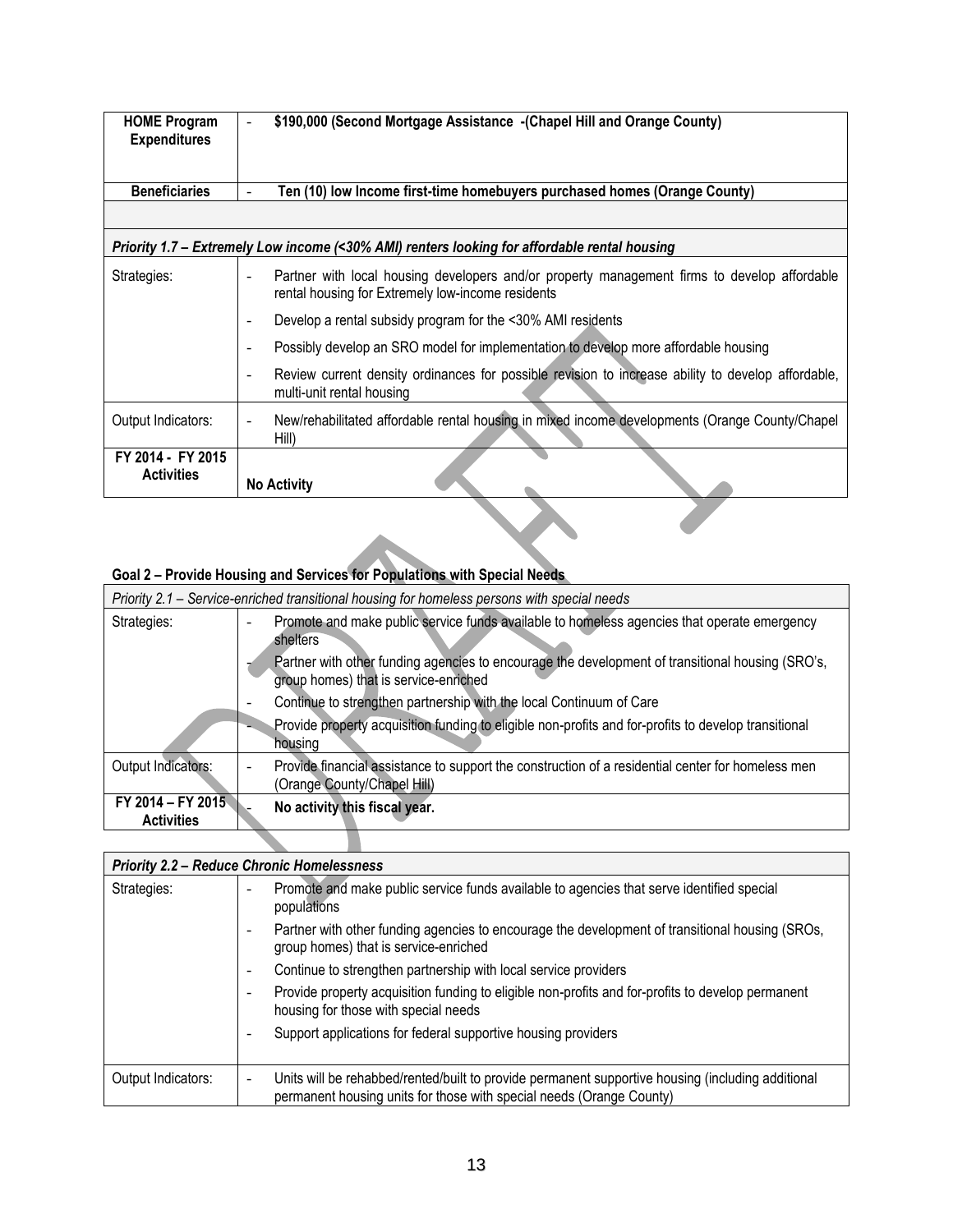| **HOME Program Expenditures** | - **$190,000 (Second Mortgage Assistance -(Chapel Hill and Orange County)** |
|---|---|
| **Beneficiaries** | - **Ten (10) low Income first-time homebuyers purchased homes (Orange County)** |

| ***Priority 1.7 – Extremely Low income (<30% AMI) renters looking for affordable rental housing*** | |
|---|---|
| Strategies: | - Partner with local housing developers and/or property management firms to develop affordable rental housing for Extremely low-income residents<br>- Develop a rental subsidy program for the <30% AMI residents<br>- Possibly develop an SRO model for implementation to develop more affordable housing<br>- Review current density ordinances for possible revision to increase ability to develop affordable, multi-unit rental housing |
| Output Indicators: | - New/rehabilitated affordable rental housing in mixed income developments (Orange County/Chapel Hill) |
| **FY 2014 - FY 2015 Activities** | **No Activity** |

**Goal 2 – Provide Housing and Services for Populations with Special Needs**

| *Priority 2.1 – Service-enriched transitional housing for homeless persons with special needs* | |
|---|---|
| Strategies: | - Promote and make public service funds available to homeless agencies that operate emergency shelters<br>- Partner with other funding agencies to encourage the development of transitional housing (SRO's, group homes) that is service-enriched<br>- Continue to strengthen partnership with the local Continuum of Care<br>- Provide property acquisition funding to eligible non-profits and for-profits to develop transitional housing |
| Output Indicators: | - Provide financial assistance to support the construction of a residential center for homeless men (Orange County/Chapel Hill) |
| **FY 2014 – FY 2015 Activities** | - **No activity this fiscal year.** |

| ***Priority 2.2 – Reduce Chronic Homelessness*** | |
|---|---|
| Strategies: | - Promote and make public service funds available to agencies that serve identified special populations<br>- Partner with other funding agencies to encourage the development of transitional housing (SROs, group homes) that is service-enriched<br>- Continue to strengthen partnership with local service providers<br>- Provide property acquisition funding to eligible non-profits and for-profits to develop permanent housing for those with special needs<br>- Support applications for federal supportive housing providers |
| Output Indicators: | - Units will be rehabbed/rented/built to provide permanent supportive housing (including additional permanent housing units for those with special needs (Orange County) |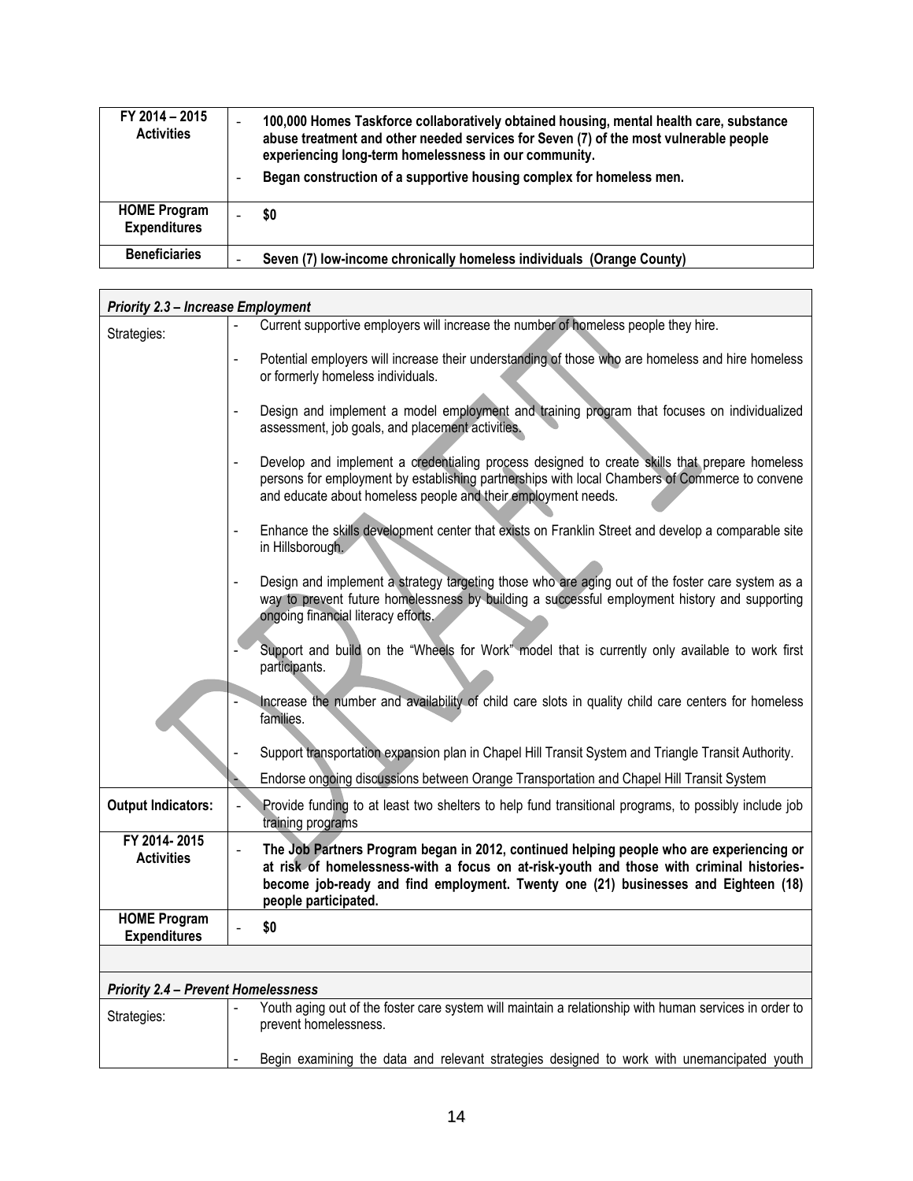| FY 2014 – 2015 Activities | - **100,000 Homes Taskforce collaboratively obtained housing, mental health care, substance abuse treatment and other needed services for Seven (7) of the most vulnerable people experiencing long-term homelessness in our community.**<br>- **Began construction of a supportive housing complex for homeless men.** |
|---|---|
| **HOME Program Expenditures** | - **$0** |
| **Beneficiaries** | - **Seven (7) low-income chronically homeless individuals (Orange County)** |

| ***Priority 2.3 – Increase Employment*** | |
|---|---|
| Strategies: | - Current supportive employers will increase the number of homeless people they hire.<br>- Potential employers will increase their understanding of those who are homeless and hire homeless or formerly homeless individuals.<br>- Design and implement a model employment and training program that focuses on individualized assessment, job goals, and placement activities.<br>- Develop and implement a credentialing process designed to create skills that prepare homeless persons for employment by establishing partnerships with local Chambers of Commerce to convene and educate about homeless people and their employment needs.<br>- Enhance the skills development center that exists on Franklin Street and develop a comparable site in Hillsborough.<br>- Design and implement a strategy targeting those who are aging out of the foster care system as a way to prevent future homelessness by building a successful employment history and supporting ongoing financial literacy efforts.<br>- Support and build on the "Wheels for Work" model that is currently only available to work first participants.<br>- Increase the number and availability of child care slots in quality child care centers for homeless families.<br>- Support transportation expansion plan in Chapel Hill Transit System and Triangle Transit Authority.<br>- Endorse ongoing discussions between Orange Transportation and Chapel Hill Transit System |
| **Output Indicators:** | - Provide funding to at least two shelters to help fund transitional programs, to possibly include job training programs |
| **FY 2014- 2015 Activities** | - **The Job Partners Program began in 2012, continued helping people who are experiencing or at risk of homelessness-with a focus on at-risk-youth and those with criminal histories-become job-ready and find employment. Twenty one (21) businesses and Eighteen (18) people participated.** |
| **HOME Program Expenditures** | - **$0** |
| | |
| ***Priority 2.4 – Prevent Homelessness*** | |
| Strategies: | - Youth aging out of the foster care system will maintain a relationship with human services in order to prevent homelessness.<br>- Begin examining the data and relevant strategies designed to work with unemancipated youth |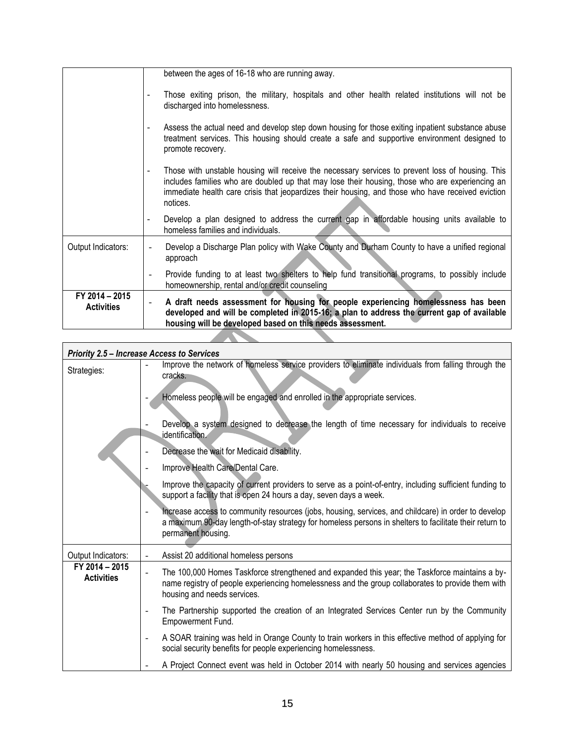| | |
|---|---|
| | between the ages of 16-18 who are running away.<br><br>- Those exiting prison, the military, hospitals and other health related institutions will not be discharged into homelessness.<br><br>- Assess the actual need and develop step down housing for those exiting inpatient substance abuse treatment services. This housing should create a safe and supportive environment designed to promote recovery.<br><br>- Those with unstable housing will receive the necessary services to prevent loss of housing. This includes families who are doubled up that may lose their housing, those who are experiencing an immediate health care crisis that jeopardizes their housing, and those who have received eviction notices.<br><br>- Develop a plan designed to address the current gap in affordable housing units available to homeless families and individuals. |
| Output Indicators: | - Develop a Discharge Plan policy with Wake County and Durham County to have a unified regional approach<br><br>- Provide funding to at least two shelters to help fund transitional programs, to possibly include homeownership, rental and/or credit counseling |
| **FY 2014 – 2015 Activities** | - **A draft needs assessment for housing for people experiencing homelessness has been developed and will be completed in 2015-16; a plan to address the current gap of available housing will be developed based on this needs assessment.** |

| ***Priority 2.5 – Increase Access to Services*** | |
|---|---|
| Strategies: | - Improve the network of homeless service providers to eliminate individuals from falling through the cracks.<br><br>- Homeless people will be engaged and enrolled in the appropriate services.<br><br>- Develop a system designed to decrease the length of time necessary for individuals to receive identification.<br><br>- Decrease the wait for Medicaid disability.<br><br>- Improve Health Care/Dental Care.<br><br>- Improve the capacity of current providers to serve as a point-of-entry, including sufficient funding to support a facility that is open 24 hours a day, seven days a week.<br><br>- Increase access to community resources (jobs, housing, services, and childcare) in order to develop a maximum 90-day length-of-stay strategy for homeless persons in shelters to facilitate their return to permanent housing. |
| Output Indicators: | - Assist 20 additional homeless persons |
| **FY 2014 – 2015 Activities** | - The 100,000 Homes Taskforce strengthened and expanded this year; the Taskforce maintains a by-name registry of people experiencing homelessness and the group collaborates to provide them with housing and needs services.<br><br>- The Partnership supported the creation of an Integrated Services Center run by the Community Empowerment Fund.<br><br>- A SOAR training was held in Orange County to train workers in this effective method of applying for social security benefits for people experiencing homelessness.<br><br>- A Project Connect event was held in October 2014 with nearly 50 housing and services agencies |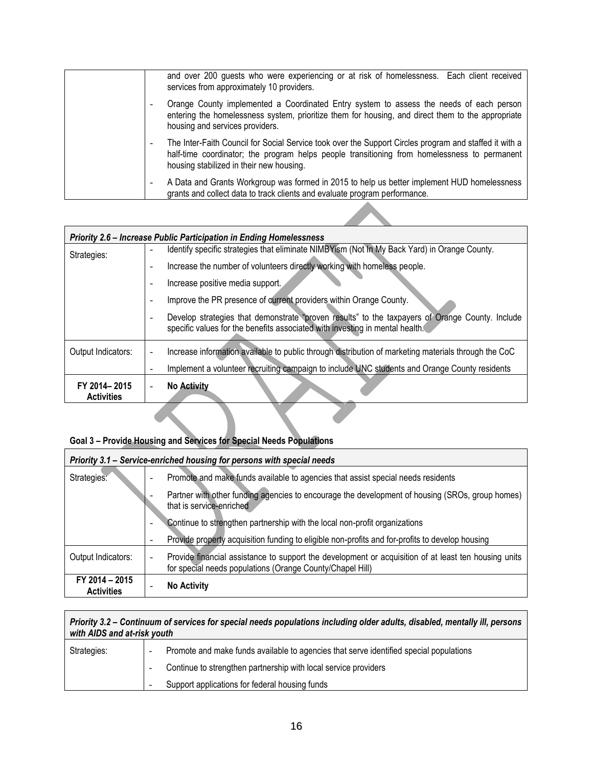| | |
|---|---|
| | and over 200 guests who were experiencing or at risk of homelessness. Each client received services from approximately 10 providers.<br>- Orange County implemented a Coordinated Entry system to assess the needs of each person entering the homelessness system, prioritize them for housing, and direct them to the appropriate housing and services providers.<br>- The Inter-Faith Council for Social Service took over the Support Circles program and staffed it with a half-time coordinator; the program helps people transitioning from homelessness to permanent housing stabilized in their new housing.<br>- A Data and Grants Workgroup was formed in 2015 to help us better implement HUD homelessness grants and collect data to track clients and evaluate program performance. |

| ***Priority 2.6 – Increase Public Participation in Ending Homelessness*** | |
|---|---|
| Strategies: | - Identify specific strategies that eliminate NIMBYism (Not In My Back Yard) in Orange County.<br>- Increase the number of volunteers directly working with homeless people.<br>- Increase positive media support.<br>- Improve the PR presence of current providers within Orange County.<br>- Develop strategies that demonstrate "proven results" to the taxpayers of Orange County. Include specific values for the benefits associated with investing in mental health. |
| Output Indicators: | - Increase information available to public through distribution of marketing materials through the CoC<br>- Implement a volunteer recruiting campaign to include UNC students and Orange County residents |
| **FY 2014– 2015 Activities** | - **No Activity** |

**Goal 3 – Provide Housing and Services for Special Needs Populations**

| ***Priority 3.1 – Service-enriched housing for persons with special needs*** | |
|---|---|
| Strategies: | - Promote and make funds available to agencies that assist special needs residents<br>- Partner with other funding agencies to encourage the development of housing (SROs, group homes) that is service-enriched<br>- Continue to strengthen partnership with the local non-profit organizations<br>- Provide property acquisition funding to eligible non-profits and for-profits to develop housing |
| Output Indicators: | - Provide financial assistance to support the development or acquisition of at least ten housing units for special needs populations (Orange County/Chapel Hill) |
| **FY 2014 – 2015 Activities** | - **No Activity** |

| ***Priority 3.2 – Continuum of services for special needs populations including older adults, disabled, mentally ill, persons with AIDS and at-risk youth*** | |
|---|---|
| Strategies: | - Promote and make funds available to agencies that serve identified special populations<br>- Continue to strengthen partnership with local service providers<br>- Support applications for federal housing funds |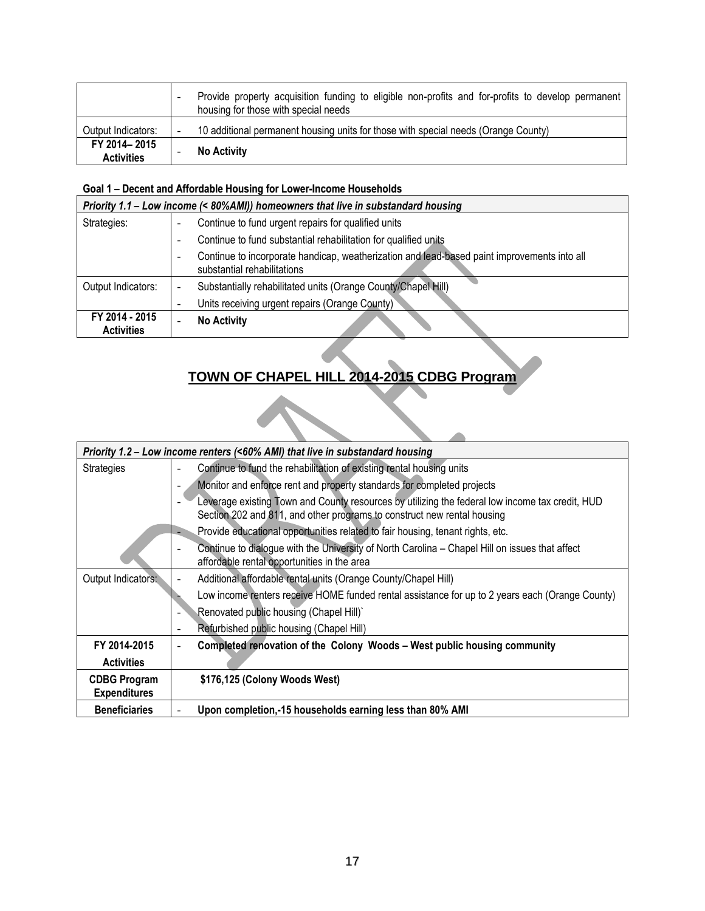| | |
|---|---|
| | - Provide property acquisition funding to eligible non-profits and for-profits to develop permanent housing for those with special needs |
| Output Indicators: | - 10 additional permanent housing units for those with special needs (Orange County) |
| **FY 2014– 2015 Activities** | - **No Activity** |

**Goal 1 – Decent and Affordable Housing for Lower-Income Households**

| ***Priority 1.1 – Low income (< 80%AMI)) homeowners that live in substandard housing*** | |
|---|---|
| Strategies: | - Continue to fund urgent repairs for qualified units<br>- Continue to fund substantial rehabilitation for qualified units<br>- Continue to incorporate handicap, weatherization and lead-based paint improvements into all substantial rehabilitations |
| Output Indicators: | - Substantially rehabilitated units (Orange County/Chapel Hill)<br>- Units receiving urgent repairs (Orange County) |
| **FY 2014 - 2015 Activities** | - **No Activity** |

## TOWN OF CHAPEL HILL 2014-2015 CDBG Program

| ***Priority 1.2 – Low income renters (<60% AMI) that live in substandard housing*** | |
|---|---|
| Strategies | - Continue to fund the rehabilitation of existing rental housing units<br>- Monitor and enforce rent and property standards for completed projects<br>- Leverage existing Town and County resources by utilizing the federal low income tax credit, HUD Section 202 and 811, and other programs to construct new rental housing<br>- Provide educational opportunities related to fair housing, tenant rights, etc.<br>- Continue to dialogue with the University of North Carolina – Chapel Hill on issues that affect affordable rental opportunities in the area |
| Output Indicators: | - Additional affordable rental units (Orange County/Chapel Hill)<br>- Low income renters receive HOME funded rental assistance for up to 2 years each (Orange County)<br>- Renovated public housing (Chapel Hill)`<br>- Refurbished public housing (Chapel Hill) |
| **FY 2014-2015 Activities** | - **Completed renovation of the Colony Woods – West public housing community** |
| **CDBG Program Expenditures** | **$176,125 (Colony Woods West)** |
| **Beneficiaries** | - **Upon completion,-15 households earning less than 80% AMI** |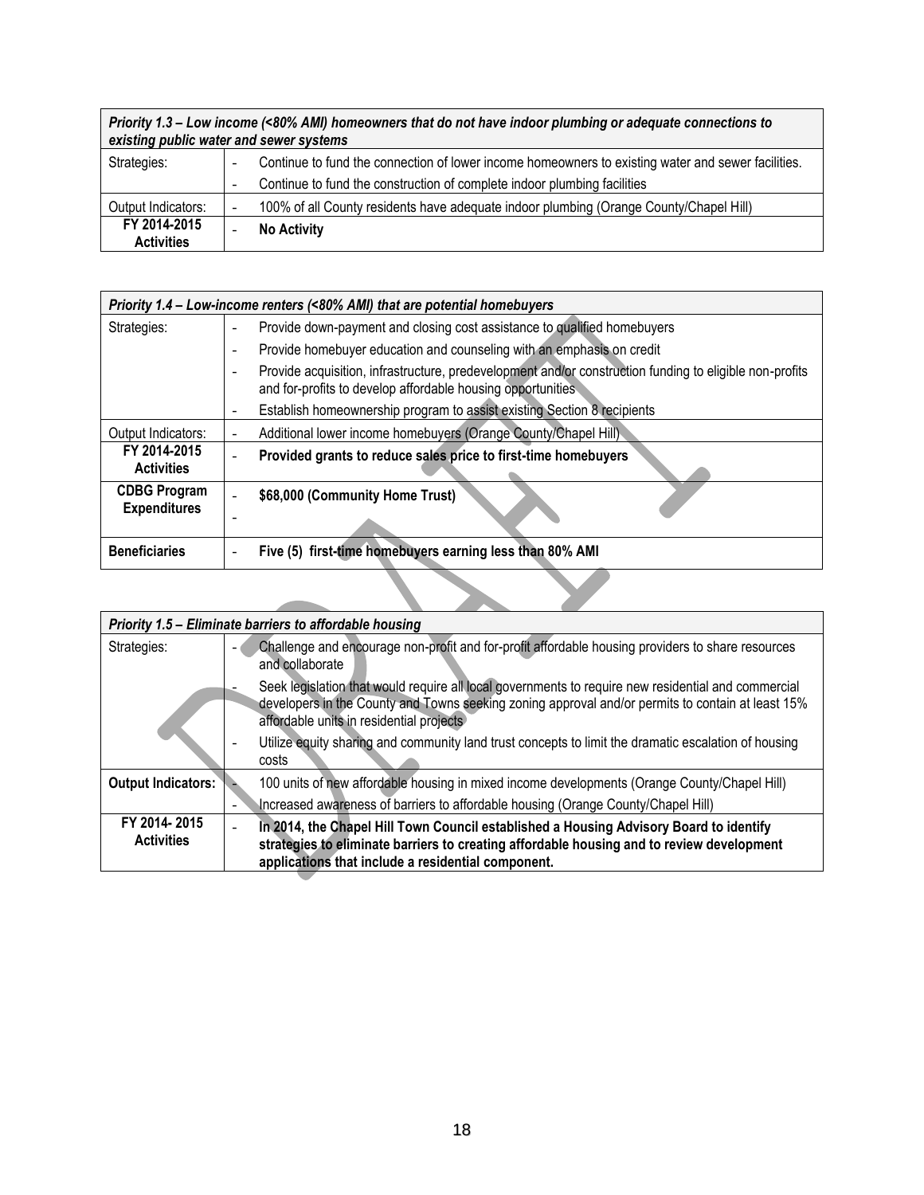| *Priority 1.3 – Low income (<80% AMI) homeowners that do not have indoor plumbing or adequate connections to existing public water and sewer systems* | |
|---|---|
| Strategies: | - Continue to fund the connection of lower income homeowners to existing water and sewer facilities.<br>- Continue to fund the construction of complete indoor plumbing facilities |
| Output Indicators: | - 100% of all County residents have adequate indoor plumbing (Orange County/Chapel Hill) |
| **FY 2014-2015 Activities** | - **No Activity** |

| *Priority 1.4 – Low-income renters (<80% AMI) that are potential homebuyers* | |
|---|---|
| Strategies: | - Provide down-payment and closing cost assistance to qualified homebuyers<br>- Provide homebuyer education and counseling with an emphasis on credit<br>- Provide acquisition, infrastructure, predevelopment and/or construction funding to eligible non-profits and for-profits to develop affordable housing opportunities<br>- Establish homeownership program to assist existing Section 8 recipients |
| Output Indicators: | - Additional lower income homebuyers (Orange County/Chapel Hill) |
| **FY 2014-2015 Activities** | - **Provided grants to reduce sales price to first-time homebuyers** |
| **CDBG Program Expenditures** | - **$68,000 (Community Home Trust)**<br>- |
| **Beneficiaries** | - **Five (5) first-time homebuyers earning less than 80% AMI** |

| *Priority 1.5 – Eliminate barriers to affordable housing* | |
|---|---|
| Strategies: | - Challenge and encourage non-profit and for-profit affordable housing providers to share resources and collaborate<br>- Seek legislation that would require all local governments to require new residential and commercial developers in the County and Towns seeking zoning approval and/or permits to contain at least 15% affordable units in residential projects<br>- Utilize equity sharing and community land trust concepts to limit the dramatic escalation of housing costs |
| **Output Indicators:** | - 100 units of new affordable housing in mixed income developments (Orange County/Chapel Hill)<br>- Increased awareness of barriers to affordable housing (Orange County/Chapel Hill) |
| **FY 2014- 2015 Activities** | - **In 2014, the Chapel Hill Town Council established a Housing Advisory Board to identify strategies to eliminate barriers to creating affordable housing and to review development applications that include a residential component.** |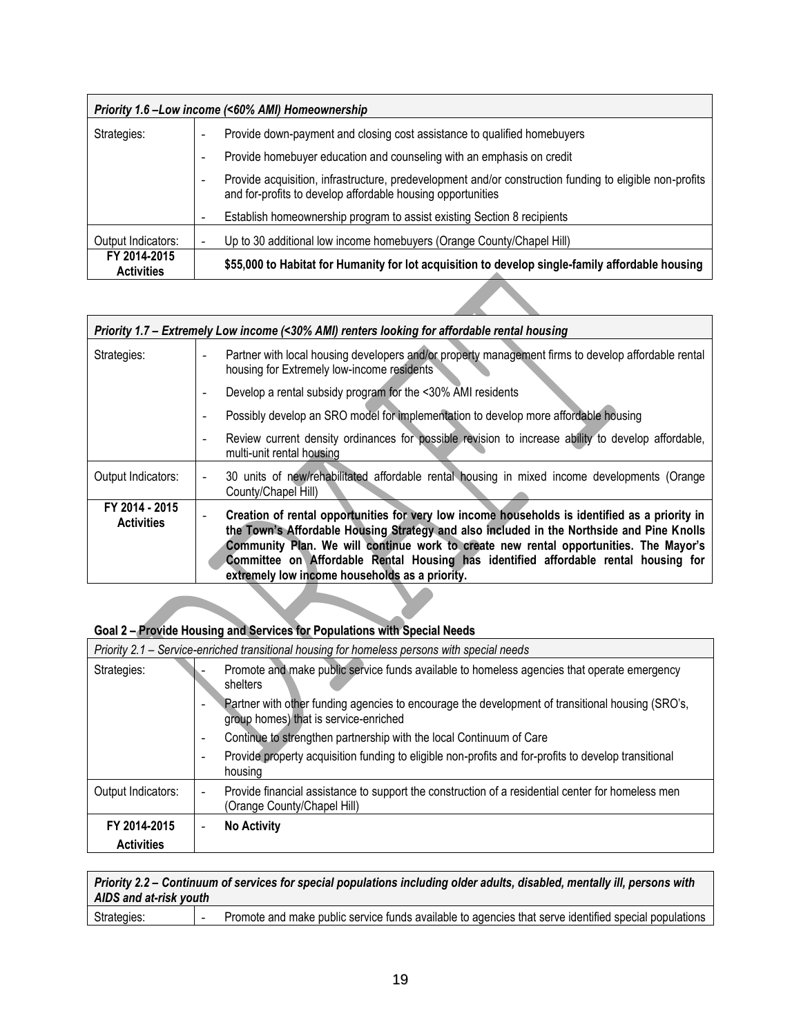| *Priority 1.6 –Low income (<60% AMI) Homeownership* | |
|---|---|
| Strategies: | - Provide down-payment and closing cost assistance to qualified homebuyers<br>- Provide homebuyer education and counseling with an emphasis on credit<br>- Provide acquisition, infrastructure, predevelopment and/or construction funding to eligible non-profits and for-profits to develop affordable housing opportunities<br>- Establish homeownership program to assist existing Section 8 recipients |
| Output Indicators: | - Up to 30 additional low income homebuyers (Orange County/Chapel Hill) |
| **FY 2014-2015 Activities** | **$55,000 to Habitat for Humanity for lot acquisition to develop single-family affordable housing** |

| *Priority 1.7 – Extremely Low income (<30% AMI) renters looking for affordable rental housing* | |
|---|---|
| Strategies: | - Partner with local housing developers and/or property management firms to develop affordable rental housing for Extremely low-income residents<br>- Develop a rental subsidy program for the <30% AMI residents<br>- Possibly develop an SRO model for implementation to develop more affordable housing<br>- Review current density ordinances for possible revision to increase ability to develop affordable, multi-unit rental housing |
| Output Indicators: | - 30 units of new/rehabilitated affordable rental housing in mixed income developments (Orange County/Chapel Hill) |
| **FY 2014 - 2015 Activities** | - **Creation of rental opportunities for very low income households is identified as a priority in the Town's Affordable Housing Strategy and also included in the Northside and Pine Knolls Community Plan. We will continue work to create new rental opportunities. The Mayor's Committee on Affordable Rental Housing has identified affordable rental housing for extremely low income households as a priority.** |

**Goal 2 – Provide Housing and Services for Populations with Special Needs**

| *Priority 2.1 – Service-enriched transitional housing for homeless persons with special needs* | |
|---|---|
| Strategies: | - Promote and make public service funds available to homeless agencies that operate emergency shelters<br>- Partner with other funding agencies to encourage the development of transitional housing (SRO's, group homes) that is service-enriched<br>- Continue to strengthen partnership with the local Continuum of Care<br>- Provide property acquisition funding to eligible non-profits and for-profits to develop transitional housing |
| Output Indicators: | - Provide financial assistance to support the construction of a residential center for homeless men (Orange County/Chapel Hill) |
| **FY 2014-2015 Activities** | - **No Activity** |

| *Priority 2.2 – Continuum of services for special populations including older adults, disabled, mentally ill, persons with AIDS and at-risk youth* | |
|---|---|
| Strategies: | - Promote and make public service funds available to agencies that serve identified special populations |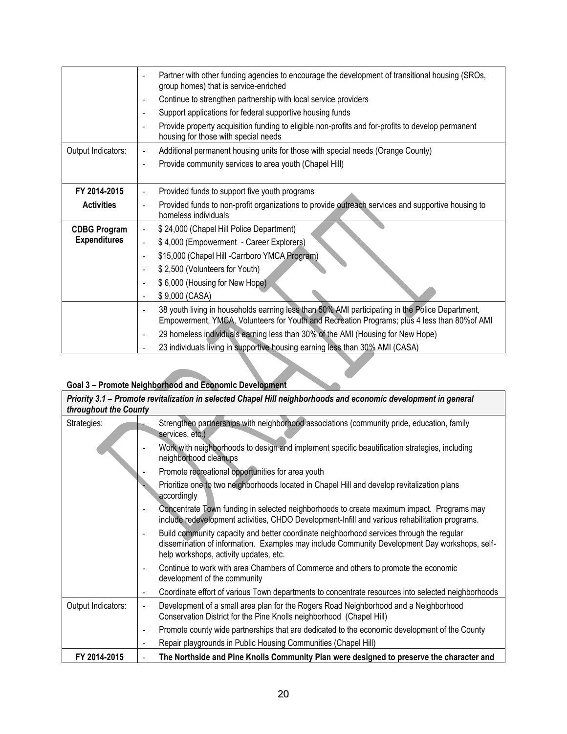| | |
|---|---|
| | - Partner with other funding agencies to encourage the development of transitional housing (SROs, group homes) that is service-enriched<br>- Continue to strengthen partnership with local service providers<br>- Support applications for federal supportive housing funds<br>- Provide property acquisition funding to eligible non-profits and for-profits to develop permanent housing for those with special needs |
| Output Indicators: | - Additional permanent housing units for those with special needs (Orange County)<br>- Provide community services to area youth (Chapel Hill) |
| **FY 2014-2015 Activities** | - Provided funds to support five youth programs<br>- Provided funds to non-profit organizations to provide outreach services and supportive housing to homeless individuals |
| **CDBG Program Expenditures** | - $ 24,000 (Chapel Hill Police Department)<br>- $ 4,000 (Empowerment - Career Explorers)<br>- $15,000 (Chapel Hill -Carrboro YMCA Program)<br>- $ 2,500 (Volunteers for Youth)<br>- $ 6,000 (Housing for New Hope)<br>- $ 9,000 (CASA) |
| | - 38 youth living in households earning less than 50% AMI participating in the Police Department, Empowerment, YMCA, Volunteers for Youth and Recreation Programs; plus 4 less than 80%of AMI<br>- 29 homeless individuals earning less than 30% of the AMI (Housing for New Hope)<br>- 23 individuals living in supportive housing earning less than 30% AMI (CASA) |

**Goal 3 – Promote Neighborhood and Economic Development**

| ***Priority 3.1 – Promote revitalization in selected Chapel Hill neighborhoods and economic development in general throughout the County*** | |
|---|---|
| Strategies: | - Strengthen partnerships with neighborhood associations (community pride, education, family services, etc.)<br>- Work with neighborhoods to design and implement specific beautification strategies, including neighborhood cleanups<br>- Promote recreational opportunities for area youth<br>- Prioritize one to two neighborhoods located in Chapel Hill and develop revitalization plans accordingly<br>- Concentrate Town funding in selected neighborhoods to create maximum impact. Programs may include redevelopment activities, CHDO Development-Infill and various rehabilitation programs.<br>- Build community capacity and better coordinate neighborhood services through the regular dissemination of information. Examples may include Community Development Day workshops, self-help workshops, activity updates, etc.<br>- Continue to work with area Chambers of Commerce and others to promote the economic development of the community<br>- Coordinate effort of various Town departments to concentrate resources into selected neighborhoods |
| Output Indicators: | - Development of a small area plan for the Rogers Road Neighborhood and a Neighborhood Conservation District for the Pine Knolls neighborhood (Chapel Hill)<br>- Promote county wide partnerships that are dedicated to the economic development of the County<br>- Repair playgrounds in Public Housing Communities (Chapel Hill) |
| **FY 2014-2015** | - **The Northside and Pine Knolls Community Plan were designed to preserve the character and** |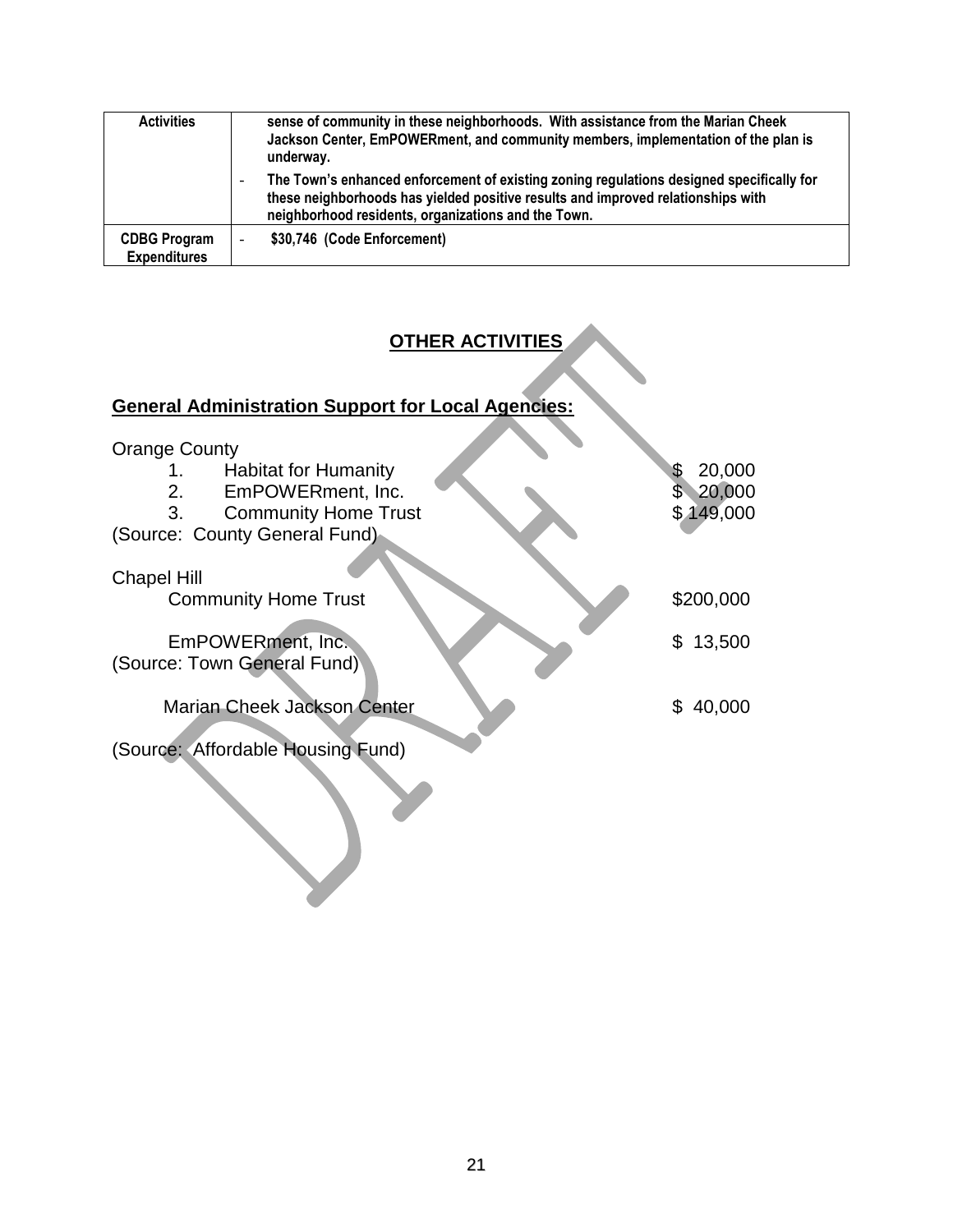| Activities | sense of community in these neighborhoods. With assistance from the Marian Cheek Jackson Center, EmPOWERment, and community members, implementation of the plan is underway.<br>- The Town's enhanced enforcement of existing zoning regulations designed specifically for these neighborhoods has yielded positive results and improved relationships with neighborhood residents, organizations and the Town. |
|---|---|
| CDBG Program Expenditures | - $30,746 (Code Enforcement) |

## OTHER ACTIVITIES

### General Administration Support for Local Agencies:

Orange County

1. Habitat for Humanity $ 20,000
2. EmPOWERment, Inc. $ 20,000
3. Community Home Trust $ 149,000

(Source: County General Fund)

Chapel Hill

Community Home Trust $200,000

EmPOWERment, Inc. $ 13,500

(Source: Town General Fund)

Marian Cheek Jackson Center $ 40,000

(Source: Affordable Housing Fund)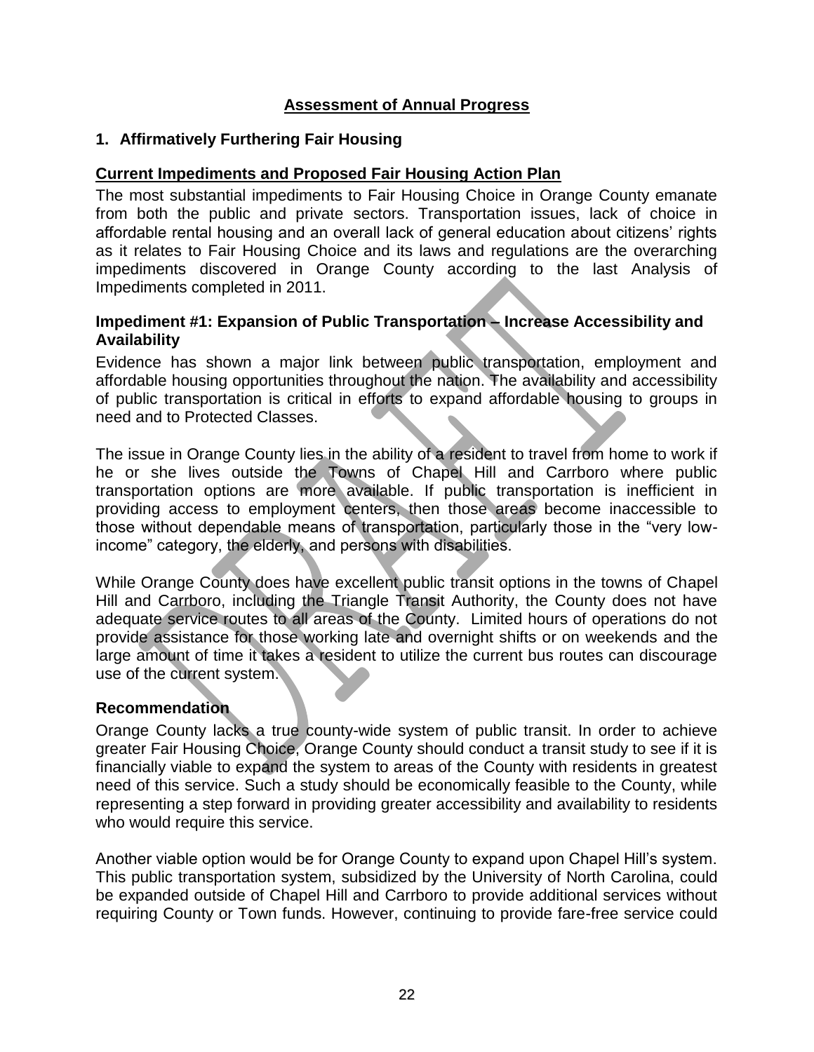## Assessment of Annual Progress

### 1. Affirmatively Furthering Fair Housing

#### Current Impediments and Proposed Fair Housing Action Plan

The most substantial impediments to Fair Housing Choice in Orange County emanate from both the public and private sectors. Transportation issues, lack of choice in affordable rental housing and an overall lack of general education about citizens' rights as it relates to Fair Housing Choice and its laws and regulations are the overarching impediments discovered in Orange County according to the last Analysis of Impediments completed in 2011.

#### Impediment #1: Expansion of Public Transportation – Increase Accessibility and Availability

Evidence has shown a major link between public transportation, employment and affordable housing opportunities throughout the nation. The availability and accessibility of public transportation is critical in efforts to expand affordable housing to groups in need and to Protected Classes.

The issue in Orange County lies in the ability of a resident to travel from home to work if he or she lives outside the Towns of Chapel Hill and Carrboro where public transportation options are more available. If public transportation is inefficient in providing access to employment centers, then those areas become inaccessible to those without dependable means of transportation, particularly those in the "very low-income" category, the elderly, and persons with disabilities.

While Orange County does have excellent public transit options in the towns of Chapel Hill and Carrboro, including the Triangle Transit Authority, the County does not have adequate service routes to all areas of the County. Limited hours of operations do not provide assistance for those working late and overnight shifts or on weekends and the large amount of time it takes a resident to utilize the current bus routes can discourage use of the current system.

#### Recommendation

Orange County lacks a true county-wide system of public transit. In order to achieve greater Fair Housing Choice, Orange County should conduct a transit study to see if it is financially viable to expand the system to areas of the County with residents in greatest need of this service. Such a study should be economically feasible to the County, while representing a step forward in providing greater accessibility and availability to residents who would require this service.

Another viable option would be for Orange County to expand upon Chapel Hill's system. This public transportation system, subsidized by the University of North Carolina, could be expanded outside of Chapel Hill and Carrboro to provide additional services without requiring County or Town funds. However, continuing to provide fare-free service could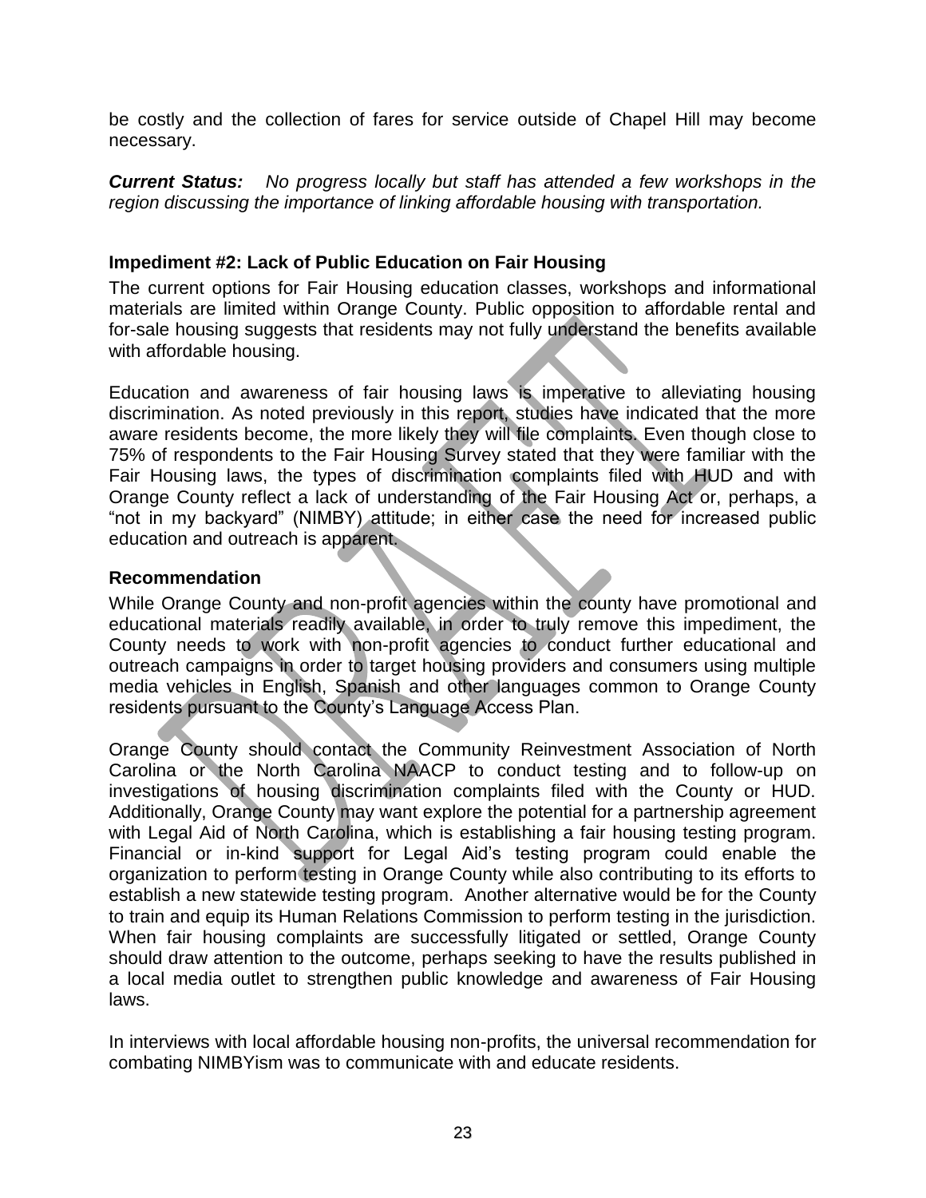be costly and the collection of fares for service outside of Chapel Hill may become necessary.

***Current Status:*** *No progress locally but staff has attended a few workshops in the region discussing the importance of linking affordable housing with transportation.*

### Impediment #2: Lack of Public Education on Fair Housing

The current options for Fair Housing education classes, workshops and informational materials are limited within Orange County. Public opposition to affordable rental and for-sale housing suggests that residents may not fully understand the benefits available with affordable housing.

Education and awareness of fair housing laws is imperative to alleviating housing discrimination. As noted previously in this report, studies have indicated that the more aware residents become, the more likely they will file complaints. Even though close to 75% of respondents to the Fair Housing Survey stated that they were familiar with the Fair Housing laws, the types of discrimination complaints filed with HUD and with Orange County reflect a lack of understanding of the Fair Housing Act or, perhaps, a "not in my backyard" (NIMBY) attitude; in either case the need for increased public education and outreach is apparent.

### Recommendation

While Orange County and non-profit agencies within the county have promotional and educational materials readily available, in order to truly remove this impediment, the County needs to work with non-profit agencies to conduct further educational and outreach campaigns in order to target housing providers and consumers using multiple media vehicles in English, Spanish and other languages common to Orange County residents pursuant to the County's Language Access Plan.

Orange County should contact the Community Reinvestment Association of North Carolina or the North Carolina NAACP to conduct testing and to follow-up on investigations of housing discrimination complaints filed with the County or HUD. Additionally, Orange County may want explore the potential for a partnership agreement with Legal Aid of North Carolina, which is establishing a fair housing testing program. Financial or in-kind support for Legal Aid's testing program could enable the organization to perform testing in Orange County while also contributing to its efforts to establish a new statewide testing program. Another alternative would be for the County to train and equip its Human Relations Commission to perform testing in the jurisdiction. When fair housing complaints are successfully litigated or settled, Orange County should draw attention to the outcome, perhaps seeking to have the results published in a local media outlet to strengthen public knowledge and awareness of Fair Housing laws.

In interviews with local affordable housing non-profits, the universal recommendation for combating NIMBYism was to communicate with and educate residents.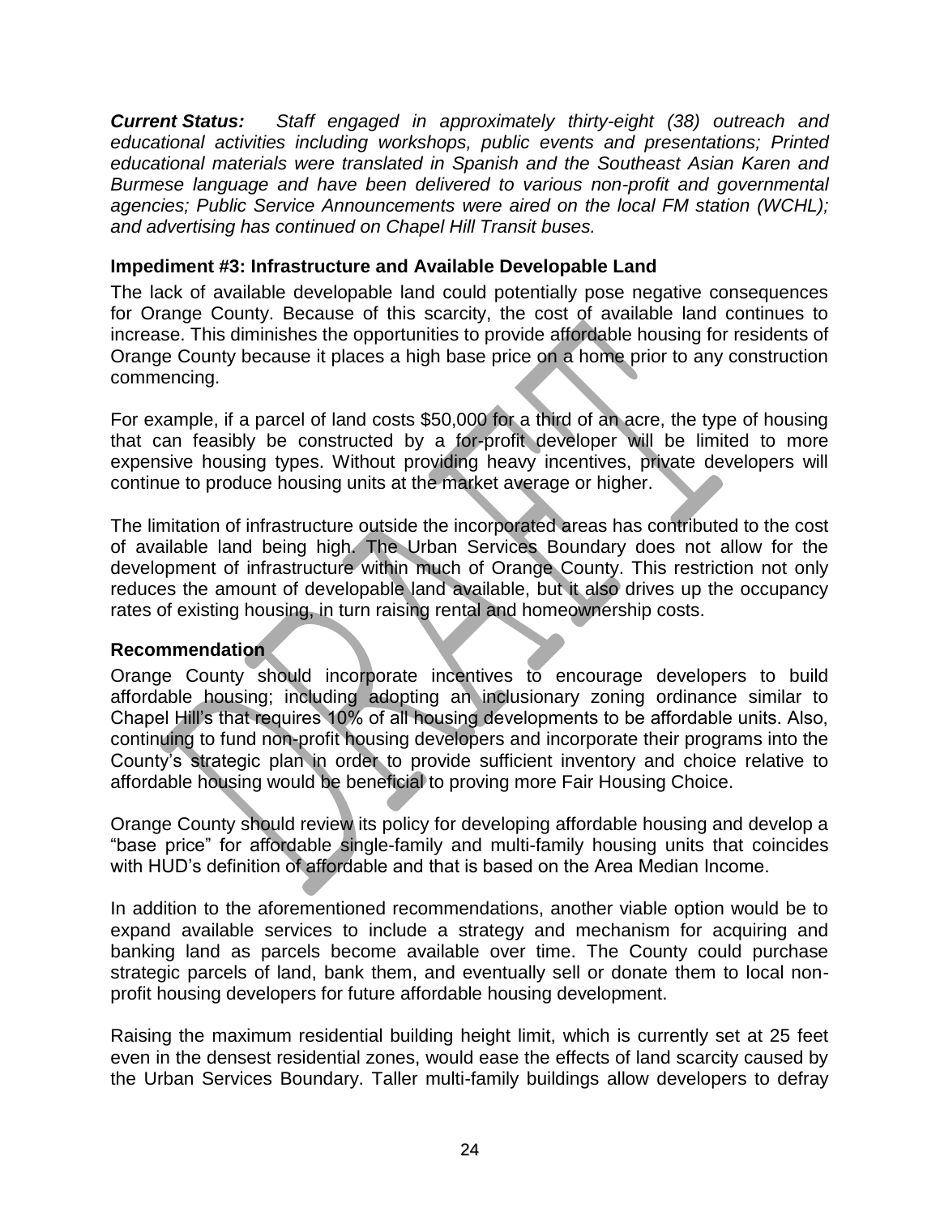***Current Status:*** *Staff engaged in approximately thirty-eight (38) outreach and educational activities including workshops, public events and presentations; Printed educational materials were translated in Spanish and the Southeast Asian Karen and Burmese language and have been delivered to various non-profit and governmental agencies; Public Service Announcements were aired on the local FM station (WCHL); and advertising has continued on Chapel Hill Transit buses.*

### Impediment #3: Infrastructure and Available Developable Land

The lack of available developable land could potentially pose negative consequences for Orange County. Because of this scarcity, the cost of available land continues to increase. This diminishes the opportunities to provide affordable housing for residents of Orange County because it places a high base price on a home prior to any construction commencing.

For example, if a parcel of land costs $50,000 for a third of an acre, the type of housing that can feasibly be constructed by a for-profit developer will be limited to more expensive housing types. Without providing heavy incentives, private developers will continue to produce housing units at the market average or higher.

The limitation of infrastructure outside the incorporated areas has contributed to the cost of available land being high. The Urban Services Boundary does not allow for the development of infrastructure within much of Orange County. This restriction not only reduces the amount of developable land available, but it also drives up the occupancy rates of existing housing, in turn raising rental and homeownership costs.

### Recommendation

Orange County should incorporate incentives to encourage developers to build affordable housing; including adopting an inclusionary zoning ordinance similar to Chapel Hill's that requires 10% of all housing developments to be affordable units. Also, continuing to fund non-profit housing developers and incorporate their programs into the County's strategic plan in order to provide sufficient inventory and choice relative to affordable housing would be beneficial to proving more Fair Housing Choice.

Orange County should review its policy for developing affordable housing and develop a "base price" for affordable single-family and multi-family housing units that coincides with HUD's definition of affordable and that is based on the Area Median Income.

In addition to the aforementioned recommendations, another viable option would be to expand available services to include a strategy and mechanism for acquiring and banking land as parcels become available over time. The County could purchase strategic parcels of land, bank them, and eventually sell or donate them to local non-profit housing developers for future affordable housing development.

Raising the maximum residential building height limit, which is currently set at 25 feet even in the densest residential zones, would ease the effects of land scarcity caused by the Urban Services Boundary. Taller multi-family buildings allow developers to defray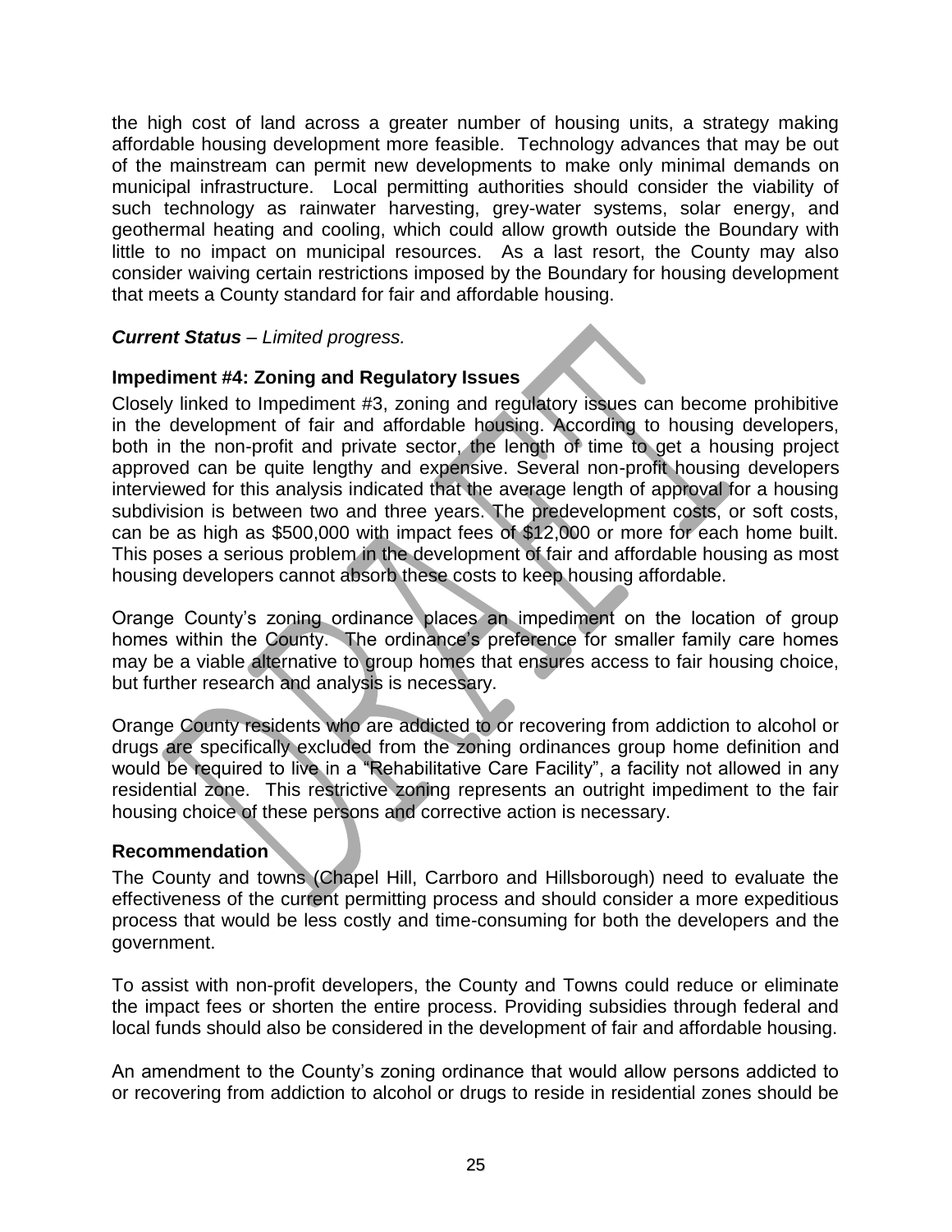the high cost of land across a greater number of housing units, a strategy making affordable housing development more feasible. Technology advances that may be out of the mainstream can permit new developments to make only minimal demands on municipal infrastructure. Local permitting authorities should consider the viability of such technology as rainwater harvesting, grey-water systems, solar energy, and geothermal heating and cooling, which could allow growth outside the Boundary with little to no impact on municipal resources. As a last resort, the County may also consider waiving certain restrictions imposed by the Boundary for housing development that meets a County standard for fair and affordable housing.

***Current Status*** – *Limited progress.*

**Impediment #4: Zoning and Regulatory Issues**

Closely linked to Impediment #3, zoning and regulatory issues can become prohibitive in the development of fair and affordable housing. According to housing developers, both in the non-profit and private sector, the length of time to get a housing project approved can be quite lengthy and expensive. Several non-profit housing developers interviewed for this analysis indicated that the average length of approval for a housing subdivision is between two and three years. The predevelopment costs, or soft costs, can be as high as $500,000 with impact fees of $12,000 or more for each home built. This poses a serious problem in the development of fair and affordable housing as most housing developers cannot absorb these costs to keep housing affordable.

Orange County's zoning ordinance places an impediment on the location of group homes within the County. The ordinance's preference for smaller family care homes may be a viable alternative to group homes that ensures access to fair housing choice, but further research and analysis is necessary.

Orange County residents who are addicted to or recovering from addiction to alcohol or drugs are specifically excluded from the zoning ordinances group home definition and would be required to live in a "Rehabilitative Care Facility", a facility not allowed in any residential zone. This restrictive zoning represents an outright impediment to the fair housing choice of these persons and corrective action is necessary.

**Recommendation**

The County and towns (Chapel Hill, Carrboro and Hillsborough) need to evaluate the effectiveness of the current permitting process and should consider a more expeditious process that would be less costly and time-consuming for both the developers and the government.

To assist with non-profit developers, the County and Towns could reduce or eliminate the impact fees or shorten the entire process. Providing subsidies through federal and local funds should also be considered in the development of fair and affordable housing.

An amendment to the County's zoning ordinance that would allow persons addicted to or recovering from addiction to alcohol or drugs to reside in residential zones should be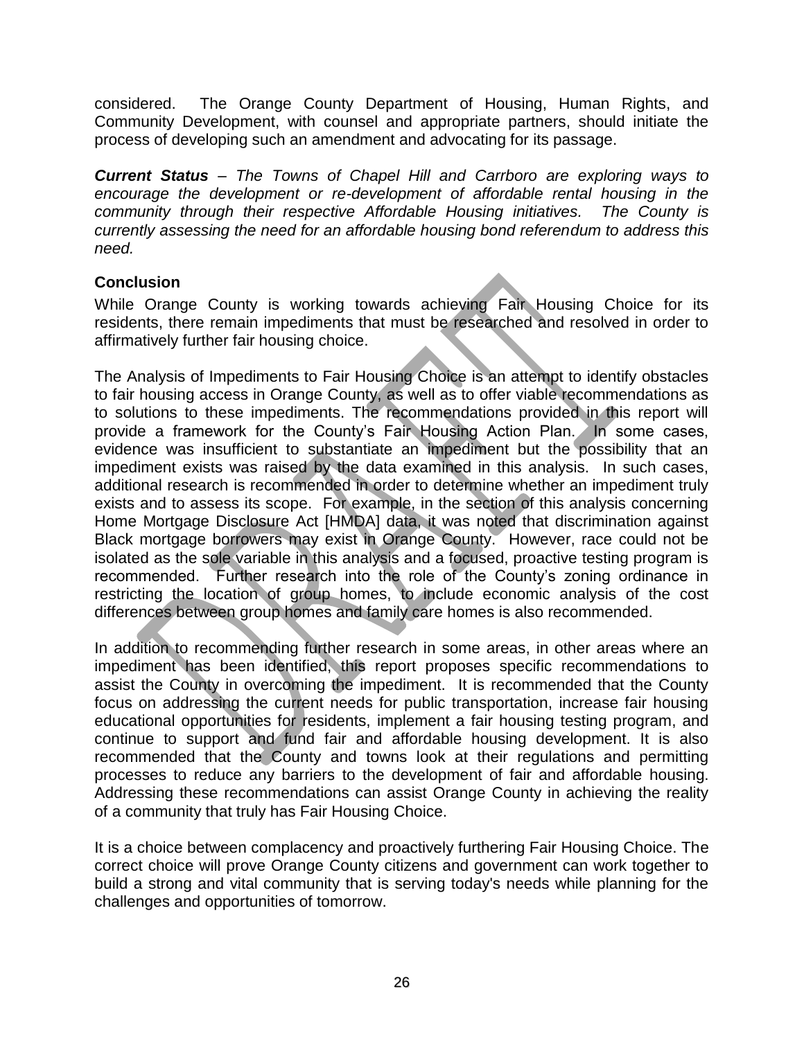considered. The Orange County Department of Housing, Human Rights, and Community Development, with counsel and appropriate partners, should initiate the process of developing such an amendment and advocating for its passage.

***Current Status*** *– The Towns of Chapel Hill and Carrboro are exploring ways to encourage the development or re-development of affordable rental housing in the community through their respective Affordable Housing initiatives. The County is currently assessing the need for an affordable housing bond referendum to address this need.*

## Conclusion

While Orange County is working towards achieving Fair Housing Choice for its residents, there remain impediments that must be researched and resolved in order to affirmatively further fair housing choice.

The Analysis of Impediments to Fair Housing Choice is an attempt to identify obstacles to fair housing access in Orange County, as well as to offer viable recommendations as to solutions to these impediments. The recommendations provided in this report will provide a framework for the County's Fair Housing Action Plan. In some cases, evidence was insufficient to substantiate an impediment but the possibility that an impediment exists was raised by the data examined in this analysis. In such cases, additional research is recommended in order to determine whether an impediment truly exists and to assess its scope. For example, in the section of this analysis concerning Home Mortgage Disclosure Act [HMDA] data, it was noted that discrimination against Black mortgage borrowers may exist in Orange County. However, race could not be isolated as the sole variable in this analysis and a focused, proactive testing program is recommended. Further research into the role of the County's zoning ordinance in restricting the location of group homes, to include economic analysis of the cost differences between group homes and family care homes is also recommended.

In addition to recommending further research in some areas, in other areas where an impediment has been identified, this report proposes specific recommendations to assist the County in overcoming the impediment. It is recommended that the County focus on addressing the current needs for public transportation, increase fair housing educational opportunities for residents, implement a fair housing testing program, and continue to support and fund fair and affordable housing development. It is also recommended that the County and towns look at their regulations and permitting processes to reduce any barriers to the development of fair and affordable housing. Addressing these recommendations can assist Orange County in achieving the reality of a community that truly has Fair Housing Choice.

It is a choice between complacency and proactively furthering Fair Housing Choice. The correct choice will prove Orange County citizens and government can work together to build a strong and vital community that is serving today's needs while planning for the challenges and opportunities of tomorrow.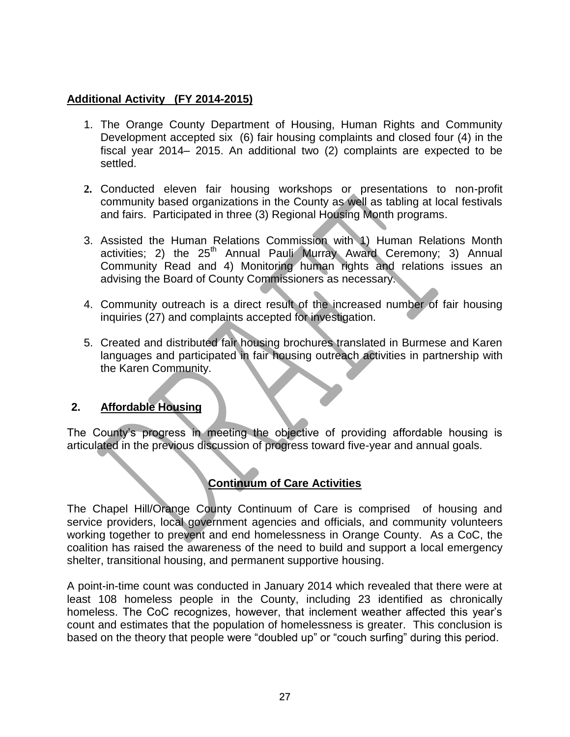**Additional Activity (FY 2014-2015)**

1. The Orange County Department of Housing, Human Rights and Community Development accepted six (6) fair housing complaints and closed four (4) in the fiscal year 2014– 2015. An additional two (2) complaints are expected to be settled.

2. Conducted eleven fair housing workshops or presentations to non-profit community based organizations in the County as well as tabling at local festivals and fairs. Participated in three (3) Regional Housing Month programs.

3. Assisted the Human Relations Commission with 1) Human Relations Month activities; 2) the 25th Annual Pauli Murray Award Ceremony; 3) Annual Community Read and 4) Monitoring human rights and relations issues an advising the Board of County Commissioners as necessary.

4. Community outreach is a direct result of the increased number of fair housing inquiries (27) and complaints accepted for investigation.

5. Created and distributed fair housing brochures translated in Burmese and Karen languages and participated in fair housing outreach activities in partnership with the Karen Community.

## 2. Affordable Housing

The County's progress in meeting the objective of providing affordable housing is articulated in the previous discussion of progress toward five-year and annual goals.

### Continuum of Care Activities

The Chapel Hill/Orange County Continuum of Care is comprised of housing and service providers, local government agencies and officials, and community volunteers working together to prevent and end homelessness in Orange County. As a CoC, the coalition has raised the awareness of the need to build and support a local emergency shelter, transitional housing, and permanent supportive housing.

A point-in-time count was conducted in January 2014 which revealed that there were at least 108 homeless people in the County, including 23 identified as chronically homeless. The CoC recognizes, however, that inclement weather affected this year's count and estimates that the population of homelessness is greater. This conclusion is based on the theory that people were "doubled up" or "couch surfing" during this period.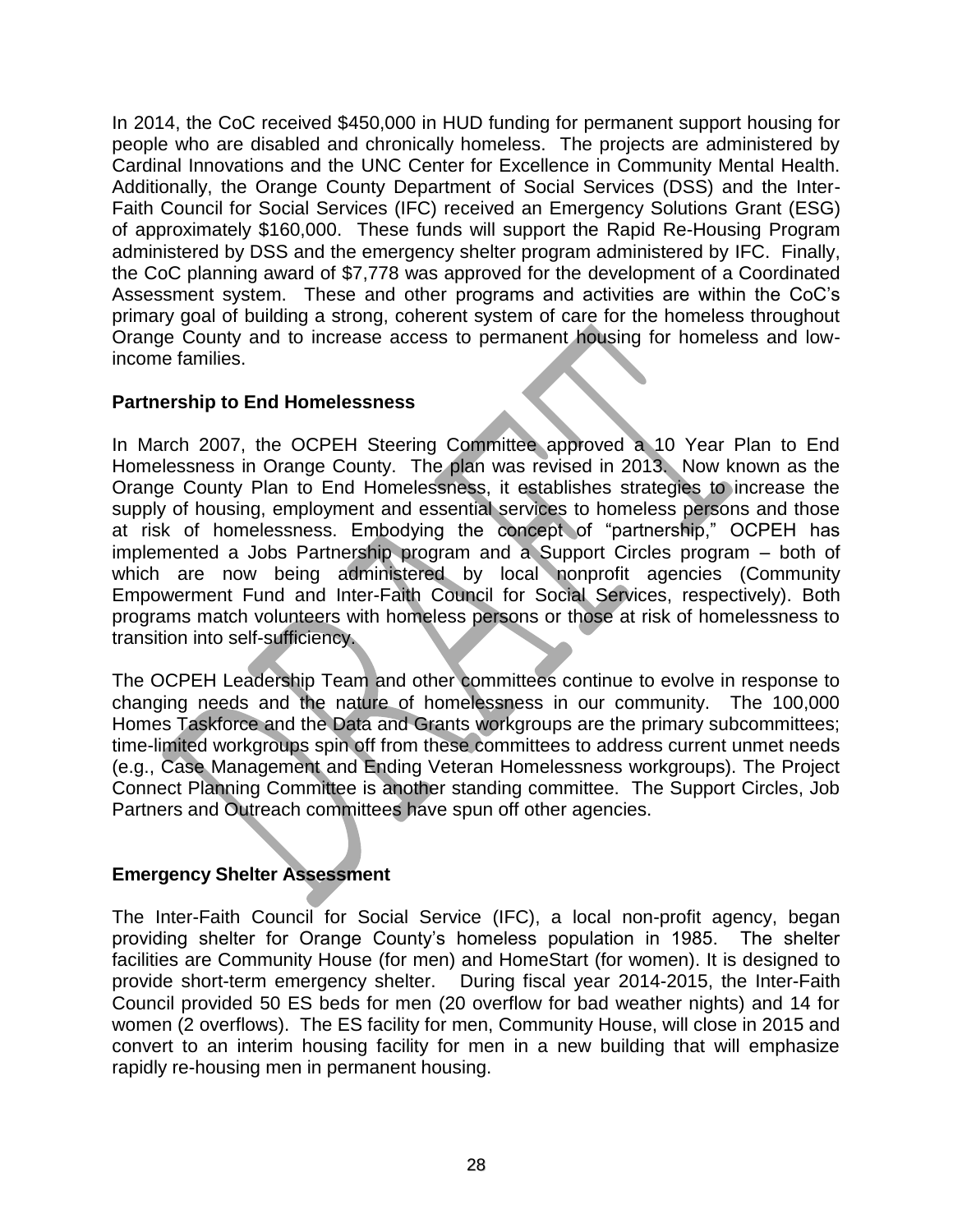In 2014, the CoC received $450,000 in HUD funding for permanent support housing for people who are disabled and chronically homeless. The projects are administered by Cardinal Innovations and the UNC Center for Excellence in Community Mental Health. Additionally, the Orange County Department of Social Services (DSS) and the Inter-Faith Council for Social Services (IFC) received an Emergency Solutions Grant (ESG) of approximately $160,000. These funds will support the Rapid Re-Housing Program administered by DSS and the emergency shelter program administered by IFC. Finally, the CoC planning award of $7,778 was approved for the development of a Coordinated Assessment system. These and other programs and activities are within the CoC's primary goal of building a strong, coherent system of care for the homeless throughout Orange County and to increase access to permanent housing for homeless and low-income families.

**Partnership to End Homelessness**

In March 2007, the OCPEH Steering Committee approved a 10 Year Plan to End Homelessness in Orange County. The plan was revised in 2013. Now known as the Orange County Plan to End Homelessness, it establishes strategies to increase the supply of housing, employment and essential services to homeless persons and those at risk of homelessness. Embodying the concept of "partnership," OCPEH has implemented a Jobs Partnership program and a Support Circles program – both of which are now being administered by local nonprofit agencies (Community Empowerment Fund and Inter-Faith Council for Social Services, respectively). Both programs match volunteers with homeless persons or those at risk of homelessness to transition into self-sufficiency.

The OCPEH Leadership Team and other committees continue to evolve in response to changing needs and the nature of homelessness in our community. The 100,000 Homes Taskforce and the Data and Grants workgroups are the primary subcommittees; time-limited workgroups spin off from these committees to address current unmet needs (e.g., Case Management and Ending Veteran Homelessness workgroups). The Project Connect Planning Committee is another standing committee. The Support Circles, Job Partners and Outreach committees have spun off other agencies.

**Emergency Shelter Assessment**

The Inter-Faith Council for Social Service (IFC), a local non-profit agency, began providing shelter for Orange County's homeless population in 1985. The shelter facilities are Community House (for men) and HomeStart (for women). It is designed to provide short-term emergency shelter. During fiscal year 2014-2015, the Inter-Faith Council provided 50 ES beds for men (20 overflow for bad weather nights) and 14 for women (2 overflows). The ES facility for men, Community House, will close in 2015 and convert to an interim housing facility for men in a new building that will emphasize rapidly re-housing men in permanent housing.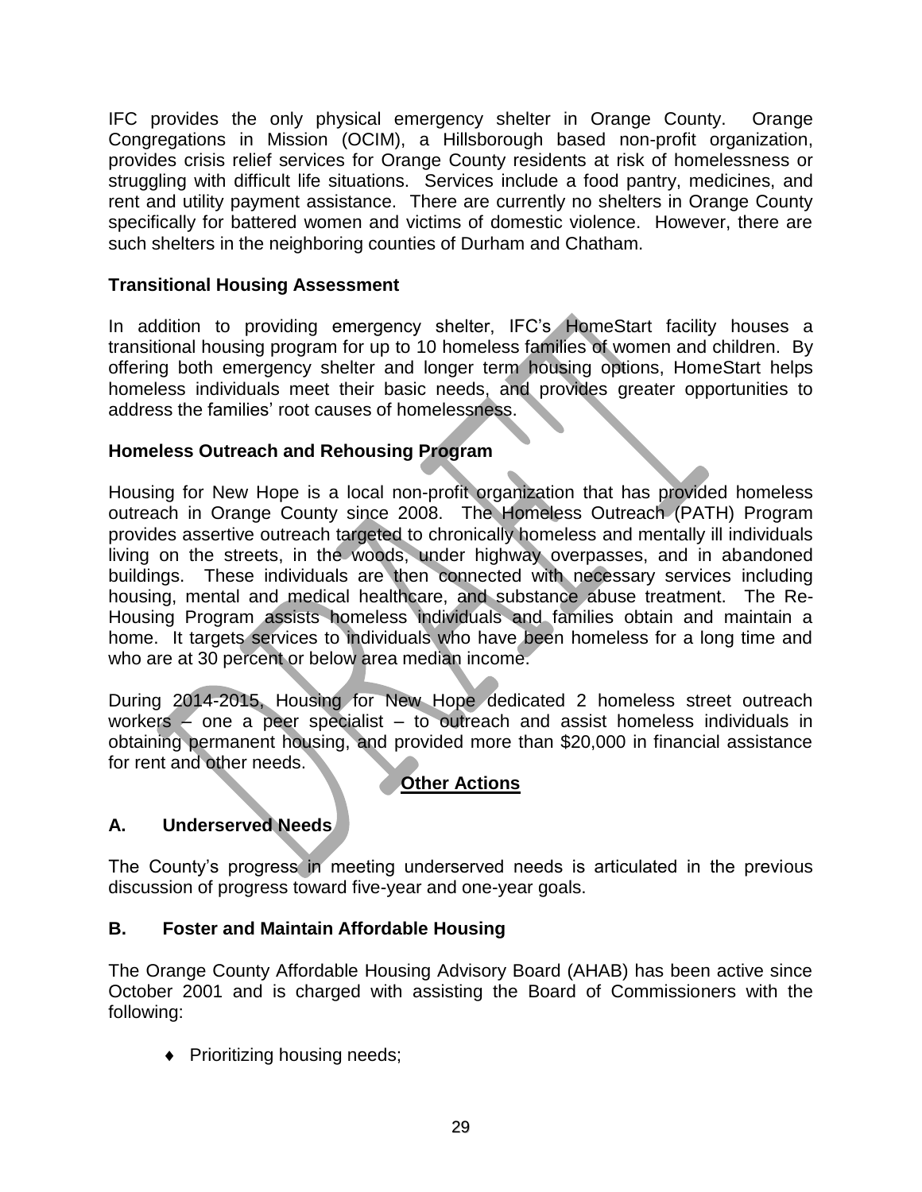IFC provides the only physical emergency shelter in Orange County. Orange Congregations in Mission (OCIM), a Hillsborough based non-profit organization, provides crisis relief services for Orange County residents at risk of homelessness or struggling with difficult life situations. Services include a food pantry, medicines, and rent and utility payment assistance. There are currently no shelters in Orange County specifically for battered women and victims of domestic violence. However, there are such shelters in the neighboring counties of Durham and Chatham.

**Transitional Housing Assessment**

In addition to providing emergency shelter, IFC's HomeStart facility houses a transitional housing program for up to 10 homeless families of women and children. By offering both emergency shelter and longer term housing options, HomeStart helps homeless individuals meet their basic needs, and provides greater opportunities to address the families' root causes of homelessness.

**Homeless Outreach and Rehousing Program**

Housing for New Hope is a local non-profit organization that has provided homeless outreach in Orange County since 2008. The Homeless Outreach (PATH) Program provides assertive outreach targeted to chronically homeless and mentally ill individuals living on the streets, in the woods, under highway overpasses, and in abandoned buildings. These individuals are then connected with necessary services including housing, mental and medical healthcare, and substance abuse treatment. The Re-Housing Program assists homeless individuals and families obtain and maintain a home. It targets services to individuals who have been homeless for a long time and who are at 30 percent or below area median income.

During 2014-2015, Housing for New Hope dedicated 2 homeless street outreach workers – one a peer specialist – to outreach and assist homeless individuals in obtaining permanent housing, and provided more than $20,000 in financial assistance for rent and other needs.

## Other Actions

### A. Underserved Needs

The County's progress in meeting underserved needs is articulated in the previous discussion of progress toward five-year and one-year goals.

### B. Foster and Maintain Affordable Housing

The Orange County Affordable Housing Advisory Board (AHAB) has been active since October 2001 and is charged with assisting the Board of Commissioners with the following:

- Prioritizing housing needs;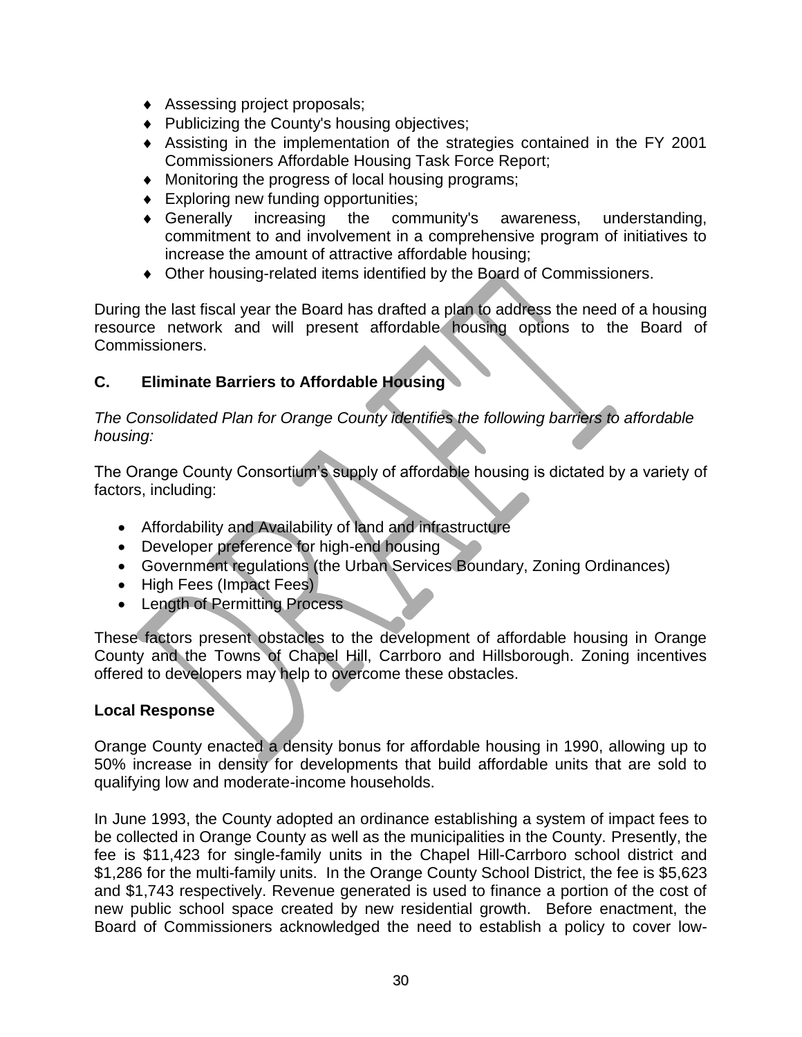- Assessing project proposals;
- Publicizing the County's housing objectives;
- Assisting in the implementation of the strategies contained in the FY 2001 Commissioners Affordable Housing Task Force Report;
- Monitoring the progress of local housing programs;
- Exploring new funding opportunities;
- Generally increasing the community's awareness, understanding, commitment to and involvement in a comprehensive program of initiatives to increase the amount of attractive affordable housing;
- Other housing-related items identified by the Board of Commissioners.

During the last fiscal year the Board has drafted a plan to address the need of a housing resource network and will present affordable housing options to the Board of Commissioners.

### C. Eliminate Barriers to Affordable Housing

*The Consolidated Plan for Orange County identifies the following barriers to affordable housing:*

The Orange County Consortium's supply of affordable housing is dictated by a variety of factors, including:

- Affordability and Availability of land and infrastructure
- Developer preference for high-end housing
- Government regulations (the Urban Services Boundary, Zoning Ordinances)
- High Fees (Impact Fees)
- Length of Permitting Process

These factors present obstacles to the development of affordable housing in Orange County and the Towns of Chapel Hill, Carrboro and Hillsborough. Zoning incentives offered to developers may help to overcome these obstacles.

**Local Response**

Orange County enacted a density bonus for affordable housing in 1990, allowing up to 50% increase in density for developments that build affordable units that are sold to qualifying low and moderate-income households.

In June 1993, the County adopted an ordinance establishing a system of impact fees to be collected in Orange County as well as the municipalities in the County. Presently, the fee is $11,423 for single-family units in the Chapel Hill-Carrboro school district and $1,286 for the multi-family units. In the Orange County School District, the fee is $5,623 and $1,743 respectively. Revenue generated is used to finance a portion of the cost of new public school space created by new residential growth. Before enactment, the Board of Commissioners acknowledged the need to establish a policy to cover low-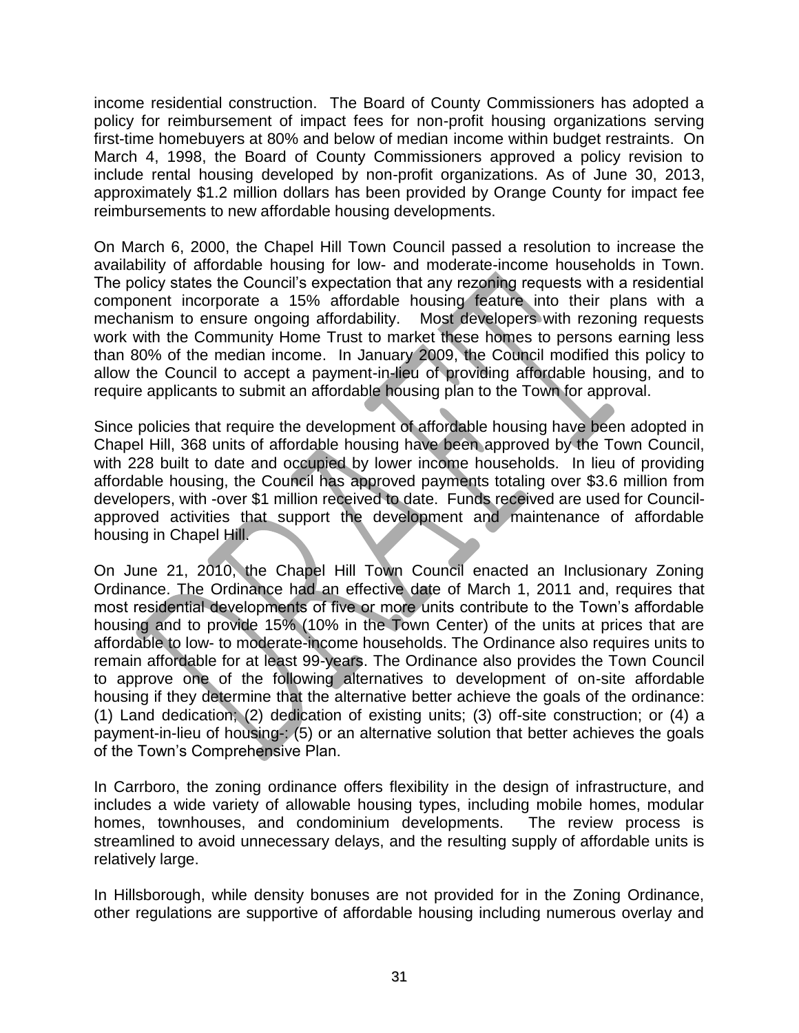income residential construction. The Board of County Commissioners has adopted a policy for reimbursement of impact fees for non-profit housing organizations serving first-time homebuyers at 80% and below of median income within budget restraints. On March 4, 1998, the Board of County Commissioners approved a policy revision to include rental housing developed by non-profit organizations. As of June 30, 2013, approximately $1.2 million dollars has been provided by Orange County for impact fee reimbursements to new affordable housing developments.

On March 6, 2000, the Chapel Hill Town Council passed a resolution to increase the availability of affordable housing for low- and moderate-income households in Town. The policy states the Council's expectation that any rezoning requests with a residential component incorporate a 15% affordable housing feature into their plans with a mechanism to ensure ongoing affordability. Most developers with rezoning requests work with the Community Home Trust to market these homes to persons earning less than 80% of the median income. In January 2009, the Council modified this policy to allow the Council to accept a payment-in-lieu of providing affordable housing, and to require applicants to submit an affordable housing plan to the Town for approval.

Since policies that require the development of affordable housing have been adopted in Chapel Hill, 368 units of affordable housing have been approved by the Town Council, with 228 built to date and occupied by lower income households. In lieu of providing affordable housing, the Council has approved payments totaling over $3.6 million from developers, with -over $1 million received to date. Funds received are used for Council-approved activities that support the development and maintenance of affordable housing in Chapel Hill.

On June 21, 2010, the Chapel Hill Town Council enacted an Inclusionary Zoning Ordinance. The Ordinance had an effective date of March 1, 2011 and, requires that most residential developments of five or more units contribute to the Town's affordable housing and to provide 15% (10% in the Town Center) of the units at prices that are affordable to low- to moderate-income households. The Ordinance also requires units to remain affordable for at least 99-years. The Ordinance also provides the Town Council to approve one of the following alternatives to development of on-site affordable housing if they determine that the alternative better achieve the goals of the ordinance: (1) Land dedication; (2) dedication of existing units; (3) off-site construction; or (4) a payment-in-lieu of housing-; (5) or an alternative solution that better achieves the goals of the Town's Comprehensive Plan.

In Carrboro, the zoning ordinance offers flexibility in the design of infrastructure, and includes a wide variety of allowable housing types, including mobile homes, modular homes, townhouses, and condominium developments. The review process is streamlined to avoid unnecessary delays, and the resulting supply of affordable units is relatively large.

In Hillsborough, while density bonuses are not provided for in the Zoning Ordinance, other regulations are supportive of affordable housing including numerous overlay and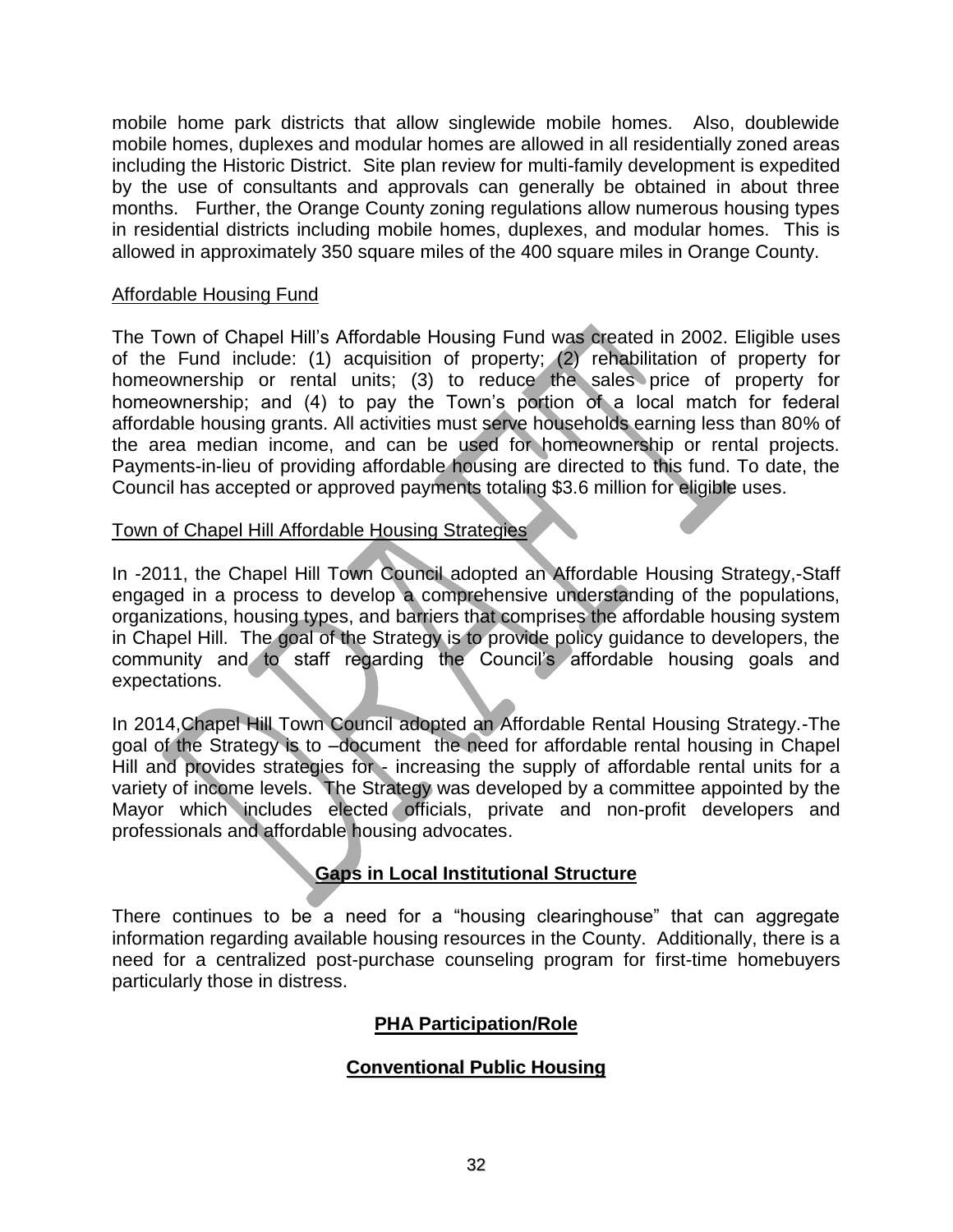mobile home park districts that allow singlewide mobile homes. Also, doublewide mobile homes, duplexes and modular homes are allowed in all residentially zoned areas including the Historic District. Site plan review for multi-family development is expedited by the use of consultants and approvals can generally be obtained in about three months. Further, the Orange County zoning regulations allow numerous housing types in residential districts including mobile homes, duplexes, and modular homes. This is allowed in approximately 350 square miles of the 400 square miles in Orange County.

<u>Affordable Housing Fund</u>

The Town of Chapel Hill's Affordable Housing Fund was created in 2002. Eligible uses of the Fund include: (1) acquisition of property; (2) rehabilitation of property for homeownership or rental units; (3) to reduce the sales price of property for homeownership; and (4) to pay the Town's portion of a local match for federal affordable housing grants. All activities must serve households earning less than 80% of the area median income, and can be used for homeownership or rental projects. Payments-in-lieu of providing affordable housing are directed to this fund. To date, the Council has accepted or approved payments totaling $3.6 million for eligible uses.

<u>Town of Chapel Hill Affordable Housing Strategies</u>

In -2011, the Chapel Hill Town Council adopted an Affordable Housing Strategy,-Staff engaged in a process to develop a comprehensive understanding of the populations, organizations, housing types, and barriers that comprises the affordable housing system in Chapel Hill. The goal of the Strategy is to provide policy guidance to developers, the community and to staff regarding the Council's affordable housing goals and expectations.

In 2014,Chapel Hill Town Council adopted an Affordable Rental Housing Strategy.-The goal of the Strategy is to –document the need for affordable rental housing in Chapel Hill and provides strategies for - increasing the supply of affordable rental units for a variety of income levels. The Strategy was developed by a committee appointed by the Mayor which includes elected officials, private and non-profit developers and professionals and affordable housing advocates.

## Gaps in Local Institutional Structure

There continues to be a need for a "housing clearinghouse" that can aggregate information regarding available housing resources in the County. Additionally, there is a need for a centralized post-purchase counseling program for first-time homebuyers particularly those in distress.

## PHA Participation/Role

### Conventional Public Housing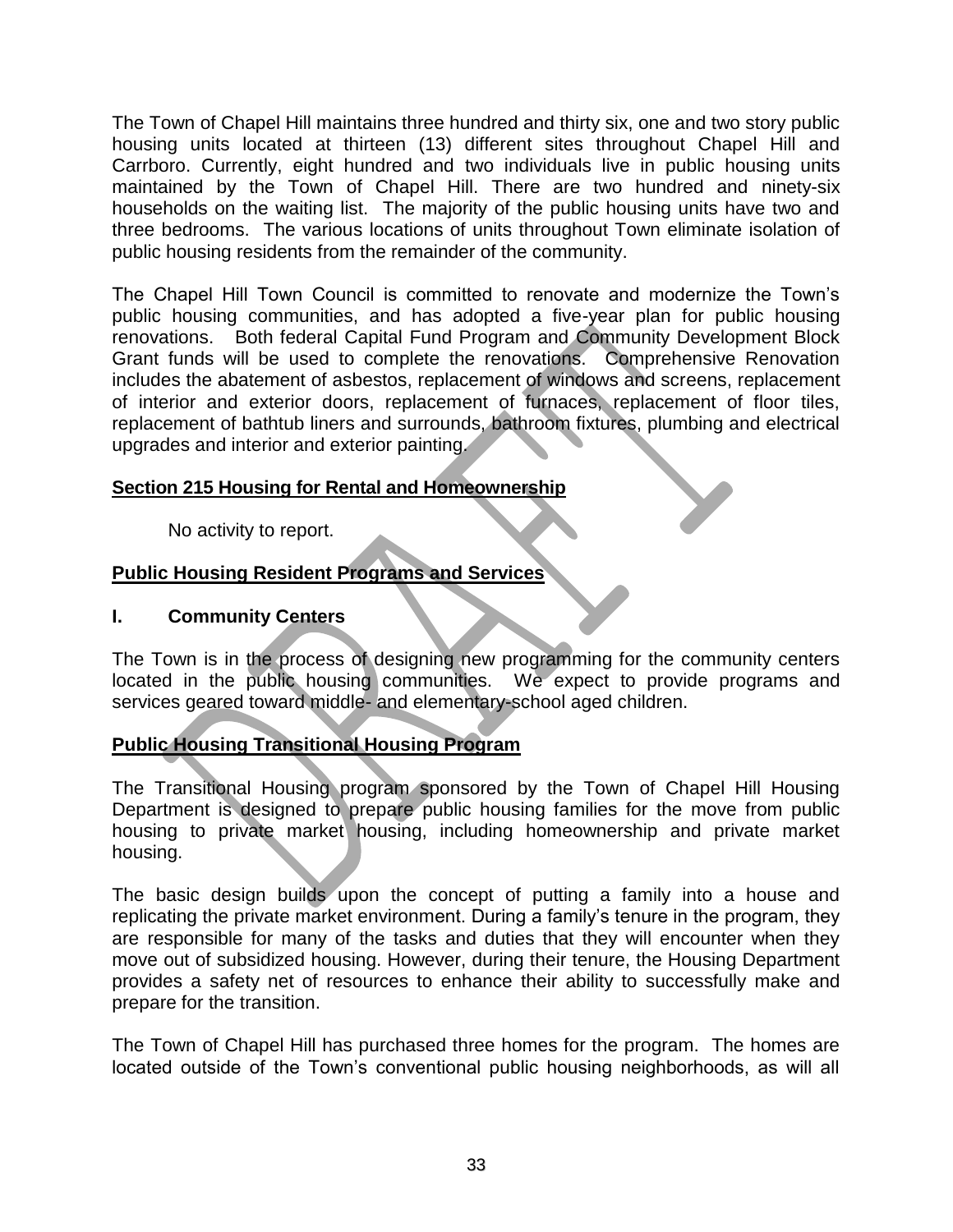The Town of Chapel Hill maintains three hundred and thirty six, one and two story public housing units located at thirteen (13) different sites throughout Chapel Hill and Carrboro. Currently, eight hundred and two individuals live in public housing units maintained by the Town of Chapel Hill. There are two hundred and ninety-six households on the waiting list. The majority of the public housing units have two and three bedrooms. The various locations of units throughout Town eliminate isolation of public housing residents from the remainder of the community.

The Chapel Hill Town Council is committed to renovate and modernize the Town's public housing communities, and has adopted a five-year plan for public housing renovations. Both federal Capital Fund Program and Community Development Block Grant funds will be used to complete the renovations. Comprehensive Renovation includes the abatement of asbestos, replacement of windows and screens, replacement of interior and exterior doors, replacement of furnaces, replacement of floor tiles, replacement of bathtub liners and surrounds, bathroom fixtures, plumbing and electrical upgrades and interior and exterior painting.

**Section 215 Housing for Rental and Homeownership**

No activity to report.

**Public Housing Resident Programs and Services**

**I. Community Centers**

The Town is in the process of designing new programming for the community centers located in the public housing communities. We expect to provide programs and services geared toward middle- and elementary-school aged children.

**Public Housing Transitional Housing Program**

The Transitional Housing program sponsored by the Town of Chapel Hill Housing Department is designed to prepare public housing families for the move from public housing to private market housing, including homeownership and private market housing.

The basic design builds upon the concept of putting a family into a house and replicating the private market environment. During a family's tenure in the program, they are responsible for many of the tasks and duties that they will encounter when they move out of subsidized housing. However, during their tenure, the Housing Department provides a safety net of resources to enhance their ability to successfully make and prepare for the transition.

The Town of Chapel Hill has purchased three homes for the program. The homes are located outside of the Town's conventional public housing neighborhoods, as will all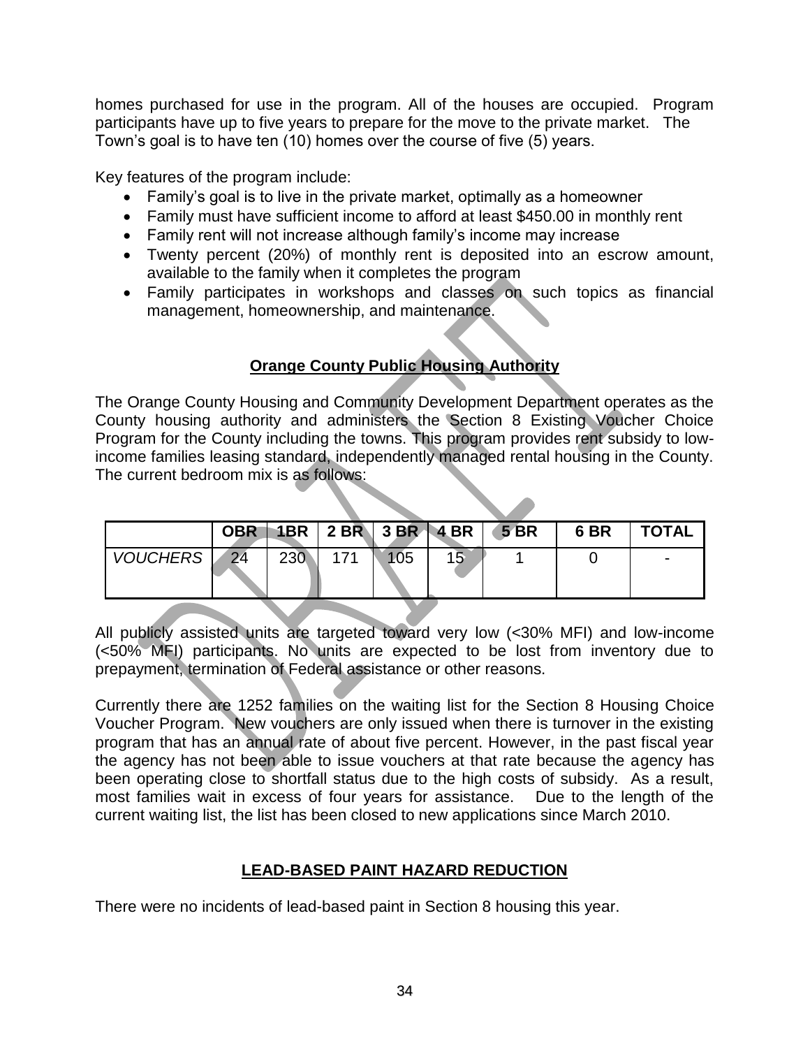homes purchased for use in the program. All of the houses are occupied. Program participants have up to five years to prepare for the move to the private market. The Town's goal is to have ten (10) homes over the course of five (5) years.

Key features of the program include:

- Family's goal is to live in the private market, optimally as a homeowner
- Family must have sufficient income to afford at least $450.00 in monthly rent
- Family rent will not increase although family's income may increase
- Twenty percent (20%) of monthly rent is deposited into an escrow amount, available to the family when it completes the program
- Family participates in workshops and classes on such topics as financial management, homeownership, and maintenance.

## Orange County Public Housing Authority

The Orange County Housing and Community Development Department operates as the County housing authority and administers the Section 8 Existing Voucher Choice Program for the County including the towns. This program provides rent subsidy to low-income families leasing standard, independently managed rental housing in the County. The current bedroom mix is as follows:

| | OBR | 1BR | 2 BR | 3 BR | 4 BR | 5 BR | 6 BR | TOTAL |
|---|---|---|---|---|---|---|---|---|
| *VOUCHERS* | 24 | 230 | 171 | 105 | 15 | 1 | 0 | - |

All publicly assisted units are targeted toward very low (<30% MFI) and low-income (<50% MFI) participants. No units are expected to be lost from inventory due to prepayment, termination of Federal assistance or other reasons.

Currently there are 1252 families on the waiting list for the Section 8 Housing Choice Voucher Program. New vouchers are only issued when there is turnover in the existing program that has an annual rate of about five percent. However, in the past fiscal year the agency has not been able to issue vouchers at that rate because the agency has been operating close to shortfall status due to the high costs of subsidy. As a result, most families wait in excess of four years for assistance. Due to the length of the current waiting list, the list has been closed to new applications since March 2010.

## LEAD-BASED PAINT HAZARD REDUCTION

There were no incidents of lead-based paint in Section 8 housing this year.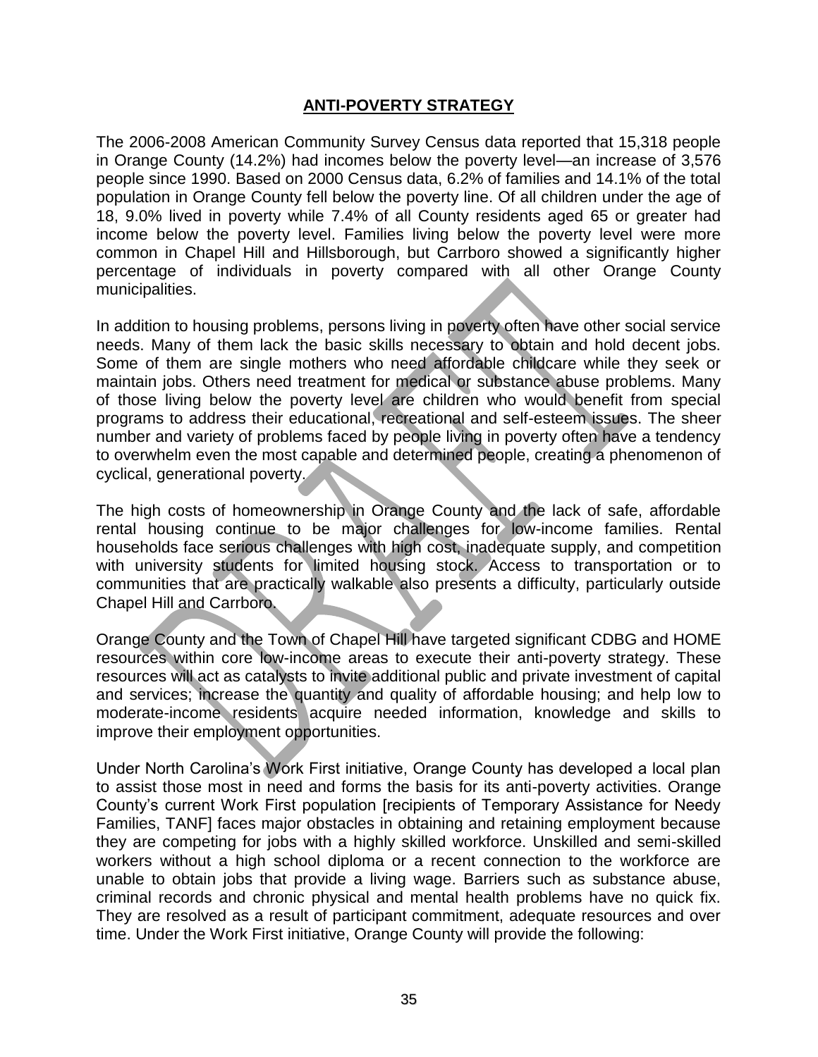## ANTI-POVERTY STRATEGY

The 2006-2008 American Community Survey Census data reported that 15,318 people in Orange County (14.2%) had incomes below the poverty level—an increase of 3,576 people since 1990. Based on 2000 Census data, 6.2% of families and 14.1% of the total population in Orange County fell below the poverty line. Of all children under the age of 18, 9.0% lived in poverty while 7.4% of all County residents aged 65 or greater had income below the poverty level. Families living below the poverty level were more common in Chapel Hill and Hillsborough, but Carrboro showed a significantly higher percentage of individuals in poverty compared with all other Orange County municipalities.

In addition to housing problems, persons living in poverty often have other social service needs. Many of them lack the basic skills necessary to obtain and hold decent jobs. Some of them are single mothers who need affordable childcare while they seek or maintain jobs. Others need treatment for medical or substance abuse problems. Many of those living below the poverty level are children who would benefit from special programs to address their educational, recreational and self-esteem issues. The sheer number and variety of problems faced by people living in poverty often have a tendency to overwhelm even the most capable and determined people, creating a phenomenon of cyclical, generational poverty.

The high costs of homeownership in Orange County and the lack of safe, affordable rental housing continue to be major challenges for low-income families. Rental households face serious challenges with high cost, inadequate supply, and competition with university students for limited housing stock. Access to transportation or to communities that are practically walkable also presents a difficulty, particularly outside Chapel Hill and Carrboro.

Orange County and the Town of Chapel Hill have targeted significant CDBG and HOME resources within core low-income areas to execute their anti-poverty strategy. These resources will act as catalysts to invite additional public and private investment of capital and services; increase the quantity and quality of affordable housing; and help low to moderate-income residents acquire needed information, knowledge and skills to improve their employment opportunities.

Under North Carolina's Work First initiative, Orange County has developed a local plan to assist those most in need and forms the basis for its anti-poverty activities. Orange County's current Work First population [recipients of Temporary Assistance for Needy Families, TANF] faces major obstacles in obtaining and retaining employment because they are competing for jobs with a highly skilled workforce. Unskilled and semi-skilled workers without a high school diploma or a recent connection to the workforce are unable to obtain jobs that provide a living wage. Barriers such as substance abuse, criminal records and chronic physical and mental health problems have no quick fix. They are resolved as a result of participant commitment, adequate resources and over time. Under the Work First initiative, Orange County will provide the following: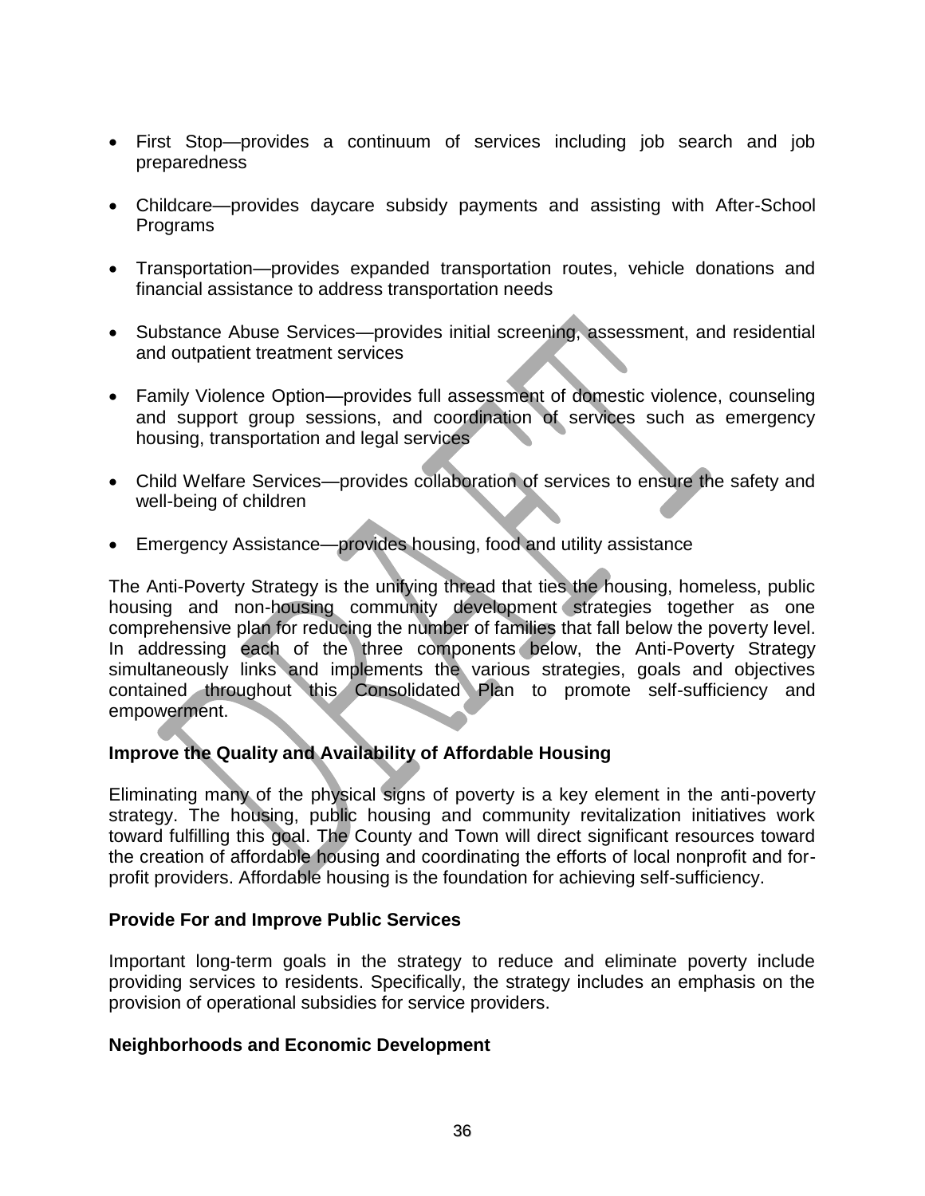- First Stop—provides a continuum of services including job search and job preparedness

- Childcare—provides daycare subsidy payments and assisting with After-School Programs

- Transportation—provides expanded transportation routes, vehicle donations and financial assistance to address transportation needs

- Substance Abuse Services—provides initial screening, assessment, and residential and outpatient treatment services

- Family Violence Option—provides full assessment of domestic violence, counseling and support group sessions, and coordination of services such as emergency housing, transportation and legal services

- Child Welfare Services—provides collaboration of services to ensure the safety and well-being of children

- Emergency Assistance—provides housing, food and utility assistance

The Anti-Poverty Strategy is the unifying thread that ties the housing, homeless, public housing and non-housing community development strategies together as one comprehensive plan for reducing the number of families that fall below the poverty level. In addressing each of the three components below, the Anti-Poverty Strategy simultaneously links and implements the various strategies, goals and objectives contained throughout this Consolidated Plan to promote self-sufficiency and empowerment.

**Improve the Quality and Availability of Affordable Housing**

Eliminating many of the physical signs of poverty is a key element in the anti-poverty strategy. The housing, public housing and community revitalization initiatives work toward fulfilling this goal. The County and Town will direct significant resources toward the creation of affordable housing and coordinating the efforts of local nonprofit and for-profit providers. Affordable housing is the foundation for achieving self-sufficiency.

**Provide For and Improve Public Services**

Important long-term goals in the strategy to reduce and eliminate poverty include providing services to residents. Specifically, the strategy includes an emphasis on the provision of operational subsidies for service providers.

**Neighborhoods and Economic Development**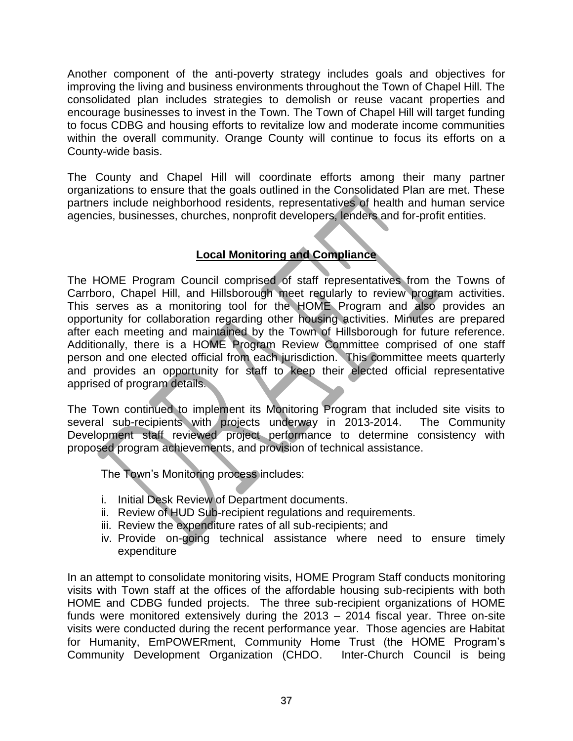Another component of the anti-poverty strategy includes goals and objectives for improving the living and business environments throughout the Town of Chapel Hill. The consolidated plan includes strategies to demolish or reuse vacant properties and encourage businesses to invest in the Town. The Town of Chapel Hill will target funding to focus CDBG and housing efforts to revitalize low and moderate income communities within the overall community. Orange County will continue to focus its efforts on a County-wide basis.

The County and Chapel Hill will coordinate efforts among their many partner organizations to ensure that the goals outlined in the Consolidated Plan are met. These partners include neighborhood residents, representatives of health and human service agencies, businesses, churches, nonprofit developers, lenders and for-profit entities.

## Local Monitoring and Compliance

The HOME Program Council comprised of staff representatives from the Towns of Carrboro, Chapel Hill, and Hillsborough meet regularly to review program activities. This serves as a monitoring tool for the HOME Program and also provides an opportunity for collaboration regarding other housing activities. Minutes are prepared after each meeting and maintained by the Town of Hillsborough for future reference. Additionally, there is a HOME Program Review Committee comprised of one staff person and one elected official from each jurisdiction. This committee meets quarterly and provides an opportunity for staff to keep their elected official representative apprised of program details.

The Town continued to implement its Monitoring Program that included site visits to several sub-recipients with projects underway in 2013-2014. The Community Development staff reviewed project performance to determine consistency with proposed program achievements, and provision of technical assistance.

The Town's Monitoring process includes:

i. Initial Desk Review of Department documents.
ii. Review of HUD Sub-recipient regulations and requirements.
iii. Review the expenditure rates of all sub-recipients; and
iv. Provide on-going technical assistance where need to ensure timely expenditure

In an attempt to consolidate monitoring visits, HOME Program Staff conducts monitoring visits with Town staff at the offices of the affordable housing sub-recipients with both HOME and CDBG funded projects. The three sub-recipient organizations of HOME funds were monitored extensively during the 2013 – 2014 fiscal year. Three on-site visits were conducted during the recent performance year. Those agencies are Habitat for Humanity, EmPOWERment, Community Home Trust (the HOME Program's Community Development Organization (CHDO. Inter-Church Council is being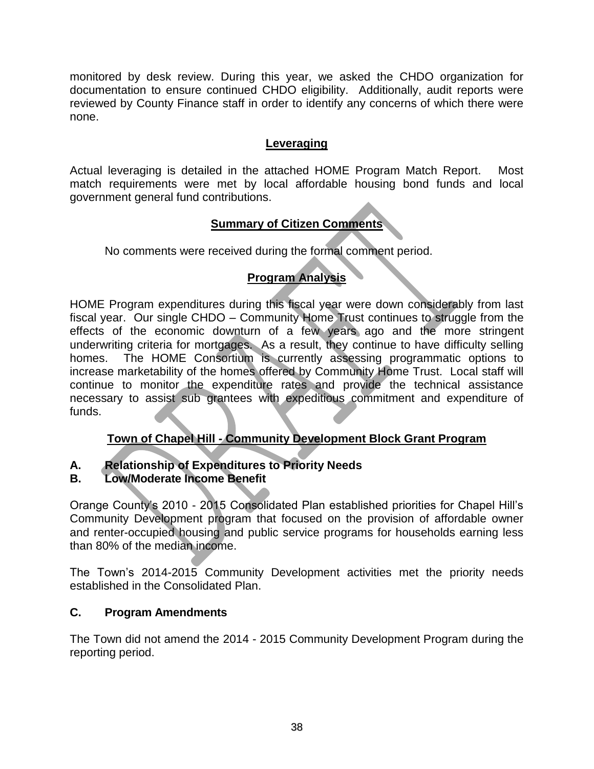monitored by desk review. During this year, we asked the CHDO organization for documentation to ensure continued CHDO eligibility. Additionally, audit reports were reviewed by County Finance staff in order to identify any concerns of which there were none.

## Leveraging

Actual leveraging is detailed in the attached HOME Program Match Report. Most match requirements were met by local affordable housing bond funds and local government general fund contributions.

## Summary of Citizen Comments

No comments were received during the formal comment period.

## Program Analysis

HOME Program expenditures during this fiscal year were down considerably from last fiscal year. Our single CHDO – Community Home Trust continues to struggle from the effects of the economic downturn of a few years ago and the more stringent underwriting criteria for mortgages. As a result, they continue to have difficulty selling homes. The HOME Consortium is currently assessing programmatic options to increase marketability of the homes offered by Community Home Trust. Local staff will continue to monitor the expenditure rates and provide the technical assistance necessary to assist sub grantees with expeditious commitment and expenditure of funds.

## Town of Chapel Hill - Community Development Block Grant Program

### A. Relationship of Expenditures to Priority Needs
### B. Low/Moderate Income Benefit

Orange County's 2010 - 2015 Consolidated Plan established priorities for Chapel Hill's Community Development program that focused on the provision of affordable owner and renter-occupied housing and public service programs for households earning less than 80% of the median income.

The Town's 2014-2015 Community Development activities met the priority needs established in the Consolidated Plan.

### C. Program Amendments

The Town did not amend the 2014 - 2015 Community Development Program during the reporting period.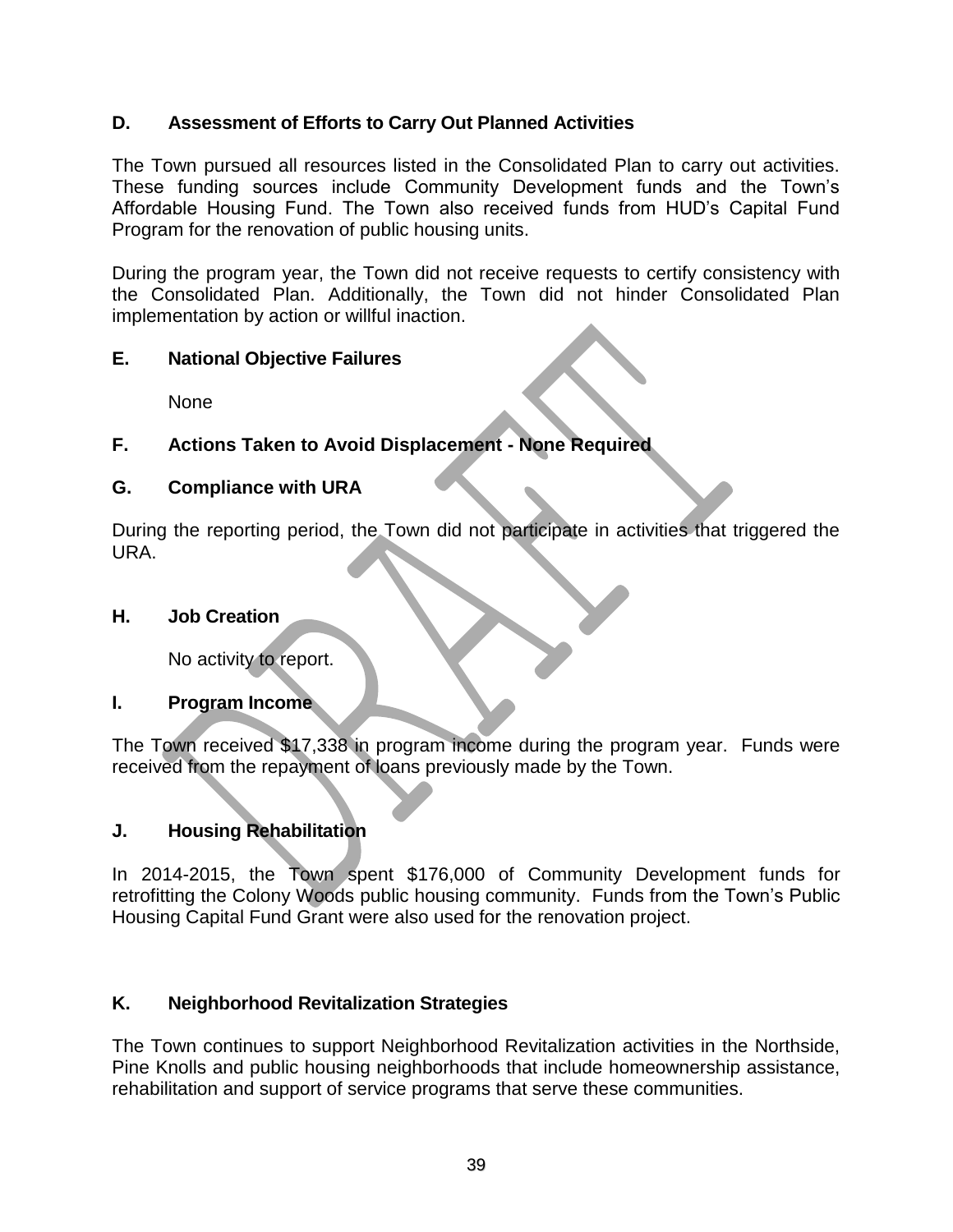## D. Assessment of Efforts to Carry Out Planned Activities

The Town pursued all resources listed in the Consolidated Plan to carry out activities. These funding sources include Community Development funds and the Town's Affordable Housing Fund. The Town also received funds from HUD's Capital Fund Program for the renovation of public housing units.

During the program year, the Town did not receive requests to certify consistency with the Consolidated Plan. Additionally, the Town did not hinder Consolidated Plan implementation by action or willful inaction.

## E. National Objective Failures

None

## F. Actions Taken to Avoid Displacement - None Required

## G. Compliance with URA

During the reporting period, the Town did not participate in activities that triggered the URA.

## H. Job Creation

No activity to report.

## I. Program Income

The Town received $17,338 in program income during the program year. Funds were received from the repayment of loans previously made by the Town.

## J. Housing Rehabilitation

In 2014-2015, the Town spent $176,000 of Community Development funds for retrofitting the Colony Woods public housing community. Funds from the Town's Public Housing Capital Fund Grant were also used for the renovation project.

## K. Neighborhood Revitalization Strategies

The Town continues to support Neighborhood Revitalization activities in the Northside, Pine Knolls and public housing neighborhoods that include homeownership assistance, rehabilitation and support of service programs that serve these communities.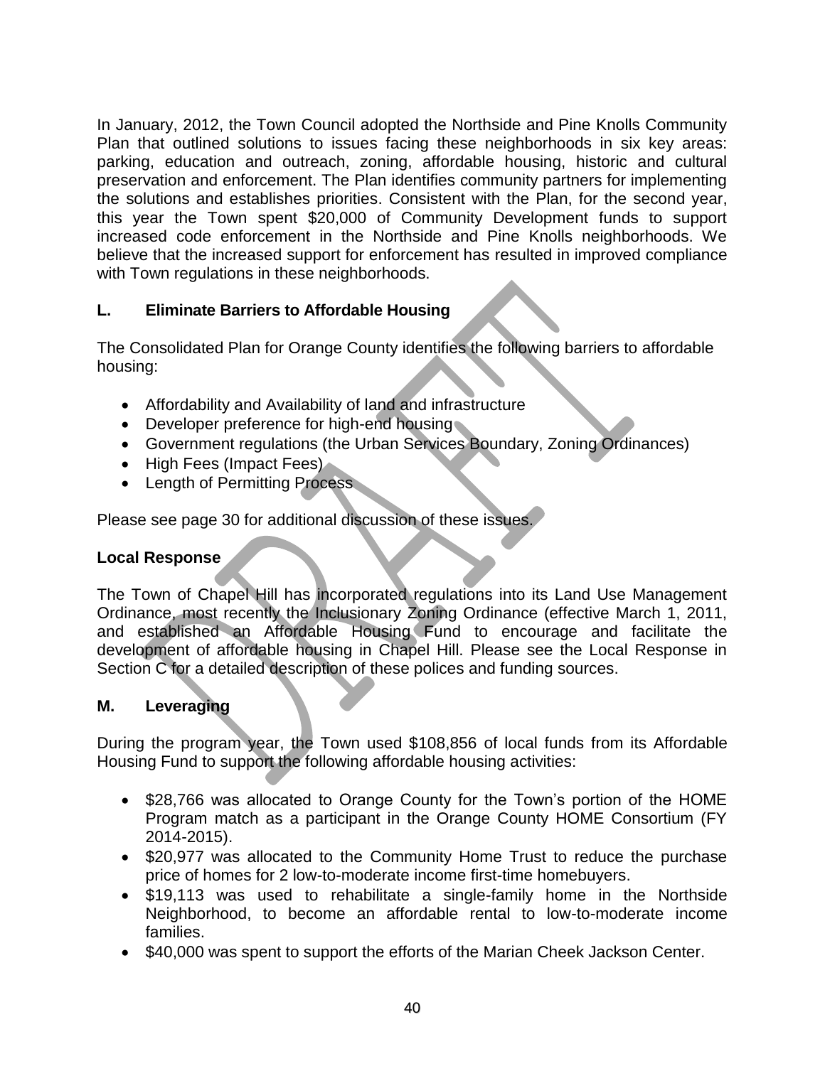In January, 2012, the Town Council adopted the Northside and Pine Knolls Community Plan that outlined solutions to issues facing these neighborhoods in six key areas: parking, education and outreach, zoning, affordable housing, historic and cultural preservation and enforcement. The Plan identifies community partners for implementing the solutions and establishes priorities. Consistent with the Plan, for the second year, this year the Town spent $20,000 of Community Development funds to support increased code enforcement in the Northside and Pine Knolls neighborhoods. We believe that the increased support for enforcement has resulted in improved compliance with Town regulations in these neighborhoods.

## L. Eliminate Barriers to Affordable Housing

The Consolidated Plan for Orange County identifies the following barriers to affordable housing:

- Affordability and Availability of land and infrastructure
- Developer preference for high-end housing
- Government regulations (the Urban Services Boundary, Zoning Ordinances)
- High Fees (Impact Fees)
- Length of Permitting Process

Please see page 30 for additional discussion of these issues.

### Local Response

The Town of Chapel Hill has incorporated regulations into its Land Use Management Ordinance, most recently the Inclusionary Zoning Ordinance (effective March 1, 2011, and established an Affordable Housing Fund to encourage and facilitate the development of affordable housing in Chapel Hill. Please see the Local Response in Section C for a detailed description of these polices and funding sources.

## M. Leveraging

During the program year, the Town used $108,856 of local funds from its Affordable Housing Fund to support the following affordable housing activities:

- $28,766 was allocated to Orange County for the Town's portion of the HOME Program match as a participant in the Orange County HOME Consortium (FY 2014-2015).
- $20,977 was allocated to the Community Home Trust to reduce the purchase price of homes for 2 low-to-moderate income first-time homebuyers.
- $19,113 was used to rehabilitate a single-family home in the Northside Neighborhood, to become an affordable rental to low-to-moderate income families.
- $40,000 was spent to support the efforts of the Marian Cheek Jackson Center.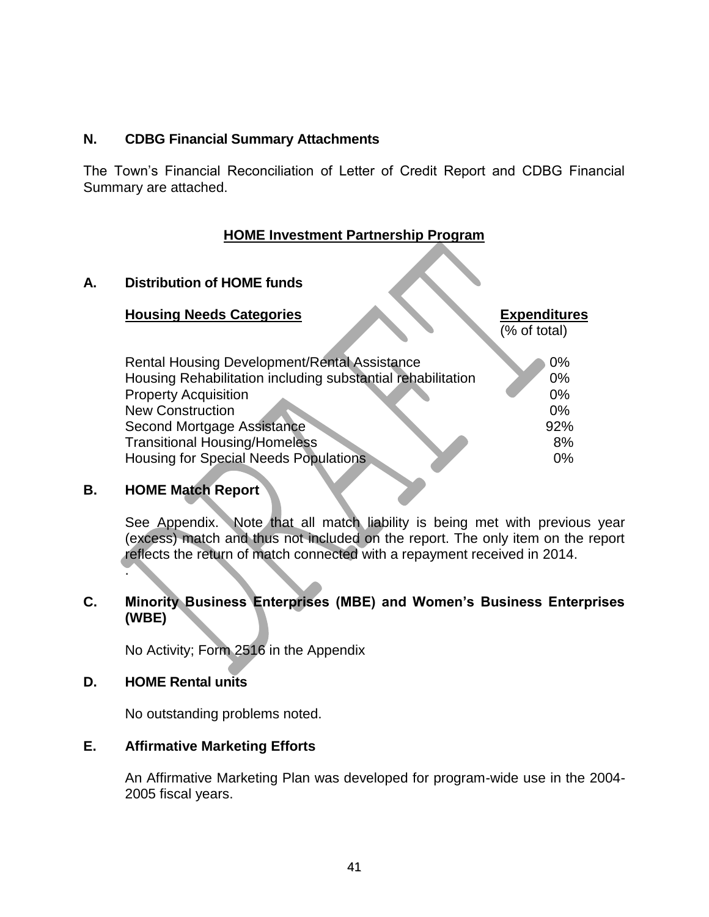## N. CDBG Financial Summary Attachments

The Town's Financial Reconciliation of Letter of Credit Report and CDBG Financial Summary are attached.

## HOME Investment Partnership Program

### A. Distribution of HOME funds

| Housing Needs Categories | Expenditures (% of total) |
|---|---|
| Rental Housing Development/Rental Assistance | 0% |
| Housing Rehabilitation including substantial rehabilitation | 0% |
| Property Acquisition | 0% |
| New Construction | 0% |
| Second Mortgage Assistance | 92% |
| Transitional Housing/Homeless | 8% |
| Housing for Special Needs Populations | 0% |

### B. HOME Match Report

See Appendix. Note that all match liability is being met with previous year (excess) match and thus not included on the report. The only item on the report reflects the return of match connected with a repayment received in 2014.

.

### C. Minority Business Enterprises (MBE) and Women's Business Enterprises (WBE)

No Activity; Form 2516 in the Appendix

### D. HOME Rental units

No outstanding problems noted.

### E. Affirmative Marketing Efforts

An Affirmative Marketing Plan was developed for program-wide use in the 2004-2005 fiscal years.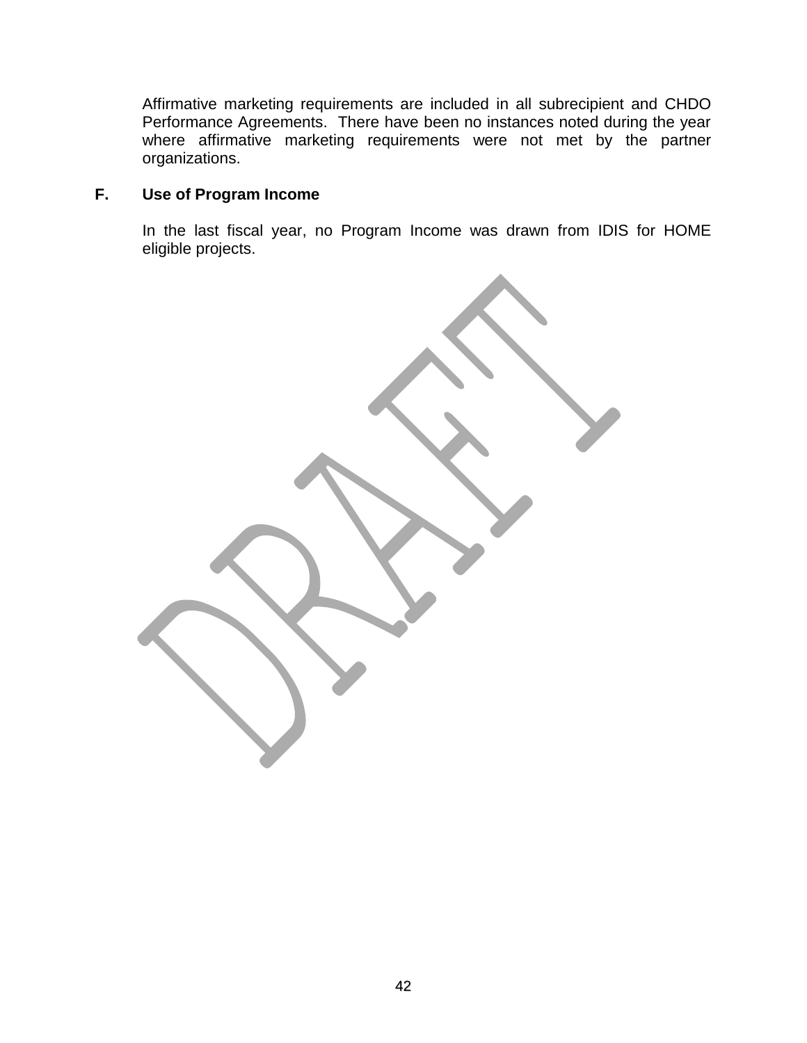Affirmative marketing requirements are included in all subrecipient and CHDO Performance Agreements. There have been no instances noted during the year where affirmative marketing requirements were not met by the partner organizations.

### F. Use of Program Income

In the last fiscal year, no Program Income was drawn from IDIS for HOME eligible projects.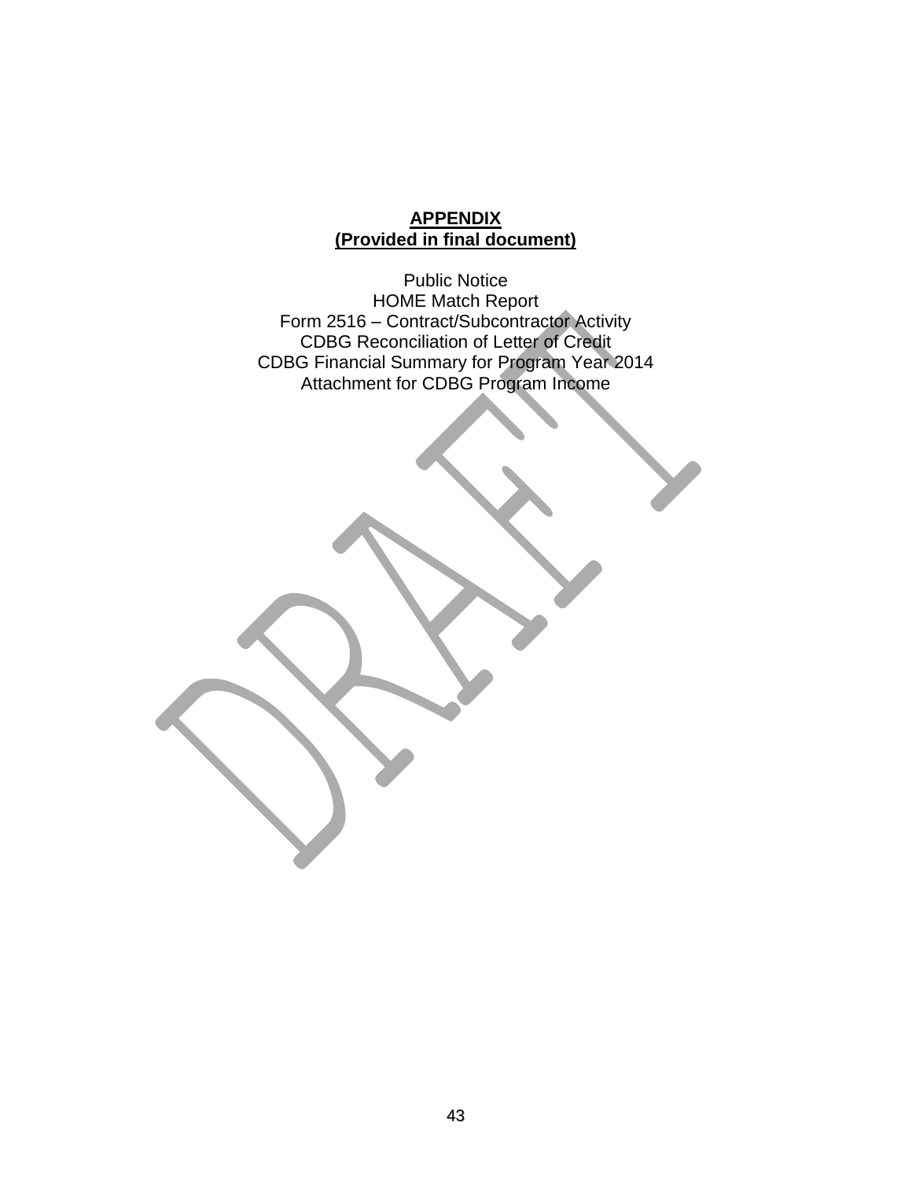**APPENDIX**
**(Provided in final document)**

Public Notice
HOME Match Report
Form 2516 – Contract/Subcontractor Activity
CDBG Reconciliation of Letter of Credit
CDBG Financial Summary for Program Year 2014
Attachment for CDBG Program Income